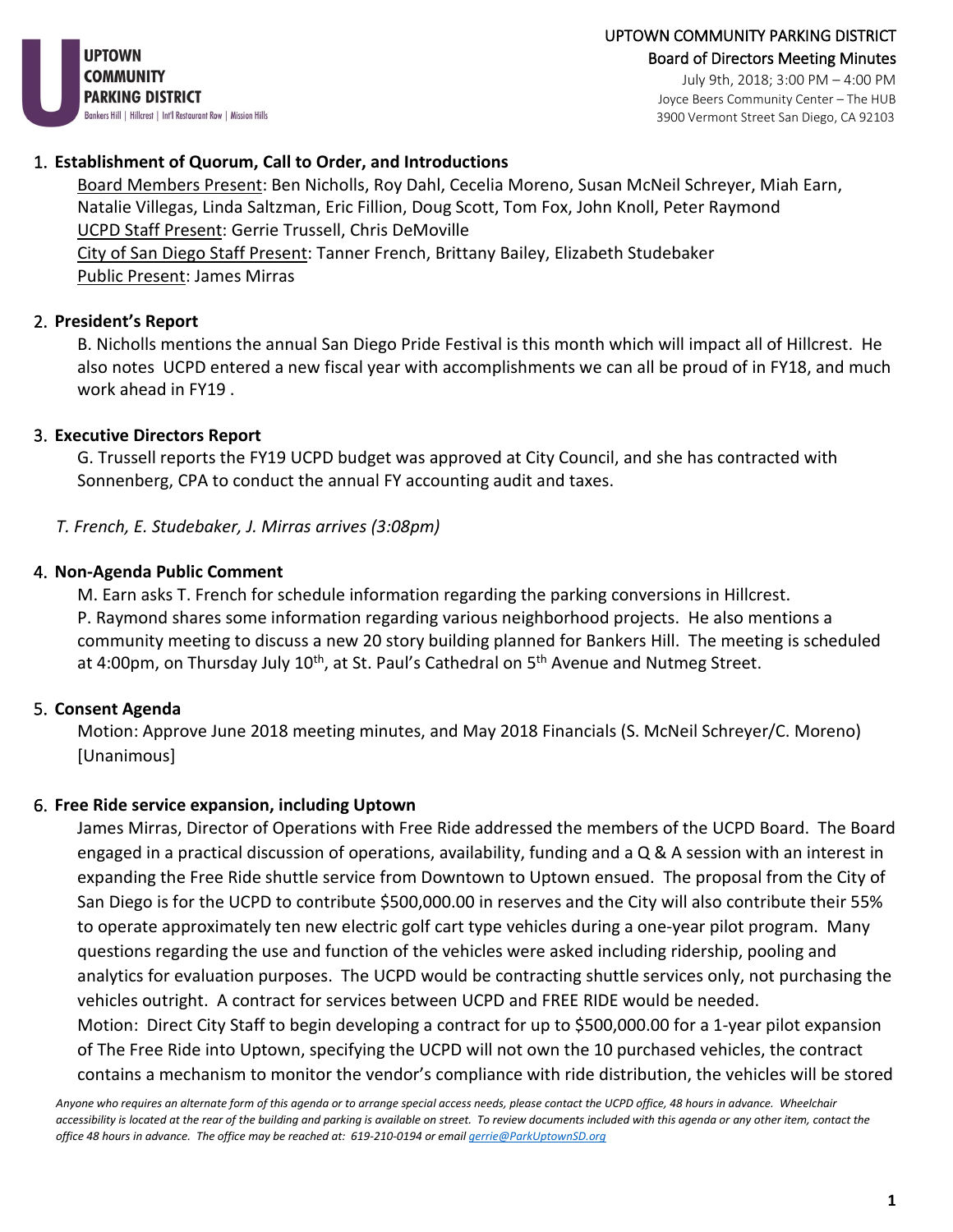UPTOWN COMMUNITY PARKING DISTRICT
Bankers Hill | Hillcrest | Int'l Restaurant Row | Mission Hills

# UPTOWN COMMUNITY PARKING DISTRICT
## Board of Directors Meeting Minutes

July 9th, 2018; 3:00 PM – 4:00 PM
Joyce Beers Community Center – The HUB
3900 Vermont Street San Diego, CA 92103

1. **Establishment of Quorum, Call to Order, and Introductions**

   Board Members Present: Ben Nicholls, Roy Dahl, Cecelia Moreno, Susan McNeil Schreyer, Miah Earn, Natalie Villegas, Linda Saltzman, Eric Fillion, Doug Scott, Tom Fox, John Knoll, Peter Raymond
   UCPD Staff Present: Gerrie Trussell, Chris DeMoville
   City of San Diego Staff Present: Tanner French, Brittany Bailey, Elizabeth Studebaker
   Public Present: James Mirras

2. **President's Report**

   B. Nicholls mentions the annual San Diego Pride Festival is this month which will impact all of Hillcrest. He also notes UCPD entered a new fiscal year with accomplishments we can all be proud of in FY18, and much work ahead in FY19 .

3. **Executive Directors Report**

   G. Trussell reports the FY19 UCPD budget was approved at City Council, and she has contracted with Sonnenberg, CPA to conduct the annual FY accounting audit and taxes.

*T. French, E. Studebaker, J. Mirras arrives (3:08pm)*

4. **Non-Agenda Public Comment**

   M. Earn asks T. French for schedule information regarding the parking conversions in Hillcrest.
   P. Raymond shares some information regarding various neighborhood projects. He also mentions a community meeting to discuss a new 20 story building planned for Bankers Hill. The meeting is scheduled at 4:00pm, on Thursday July 10th, at St. Paul's Cathedral on 5th Avenue and Nutmeg Street.

5. **Consent Agenda**

   Motion: Approve June 2018 meeting minutes, and May 2018 Financials (S. McNeil Schreyer/C. Moreno) [Unanimous]

6. **Free Ride service expansion, including Uptown**

   James Mirras, Director of Operations with Free Ride addressed the members of the UCPD Board. The Board engaged in a practical discussion of operations, availability, funding and a Q & A session with an interest in expanding the Free Ride shuttle service from Downtown to Uptown ensued. The proposal from the City of San Diego is for the UCPD to contribute $500,000.00 in reserves and the City will also contribute their 55% to operate approximately ten new electric golf cart type vehicles during a one-year pilot program. Many questions regarding the use and function of the vehicles were asked including ridership, pooling and analytics for evaluation purposes. The UCPD would be contracting shuttle services only, not purchasing the vehicles outright. A contract for services between UCPD and FREE RIDE would be needed.
   Motion: Direct City Staff to begin developing a contract for up to $500,000.00 for a 1-year pilot expansion of The Free Ride into Uptown, specifying the UCPD will not own the 10 purchased vehicles, the contract contains a mechanism to monitor the vendor's compliance with ride distribution, the vehicles will be stored

*Anyone who requires an alternate form of this agenda or to arrange special access needs, please contact the UCPD office, 48 hours in advance. Wheelchair accessibility is located at the rear of the building and parking is available on street. To review documents included with this agenda or any other item, contact the office 48 hours in advance. The office may be reached at: 619-210-0194 or email gerrie@ParkUptownSD.org*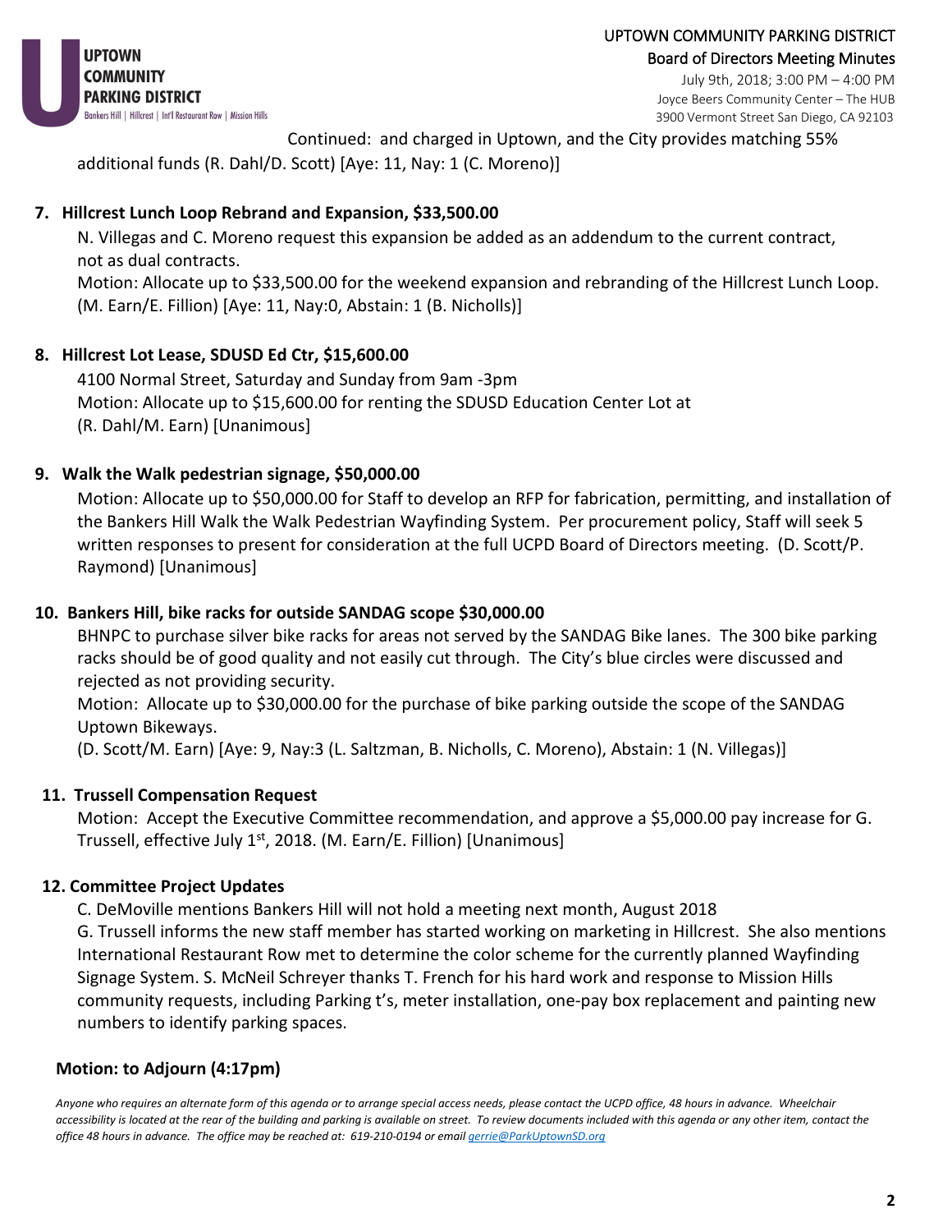Continued: and charged in Uptown, and the City provides matching 55% additional funds (R. Dahl/D. Scott) [Aye: 11, Nay: 1 (C. Moreno)]

**7. Hillcrest Lunch Loop Rebrand and Expansion, $33,500.00**

N. Villegas and C. Moreno request this expansion be added as an addendum to the current contract, not as dual contracts.

Motion: Allocate up to $33,500.00 for the weekend expansion and rebranding of the Hillcrest Lunch Loop. (M. Earn/E. Fillion) [Aye: 11, Nay:0, Abstain: 1 (B. Nicholls)]

**8. Hillcrest Lot Lease, SDUSD Ed Ctr, $15,600.00**

4100 Normal Street, Saturday and Sunday from 9am -3pm

Motion: Allocate up to $15,600.00 for renting the SDUSD Education Center Lot at

(R. Dahl/M. Earn) [Unanimous]

**9. Walk the Walk pedestrian signage, $50,000.00**

Motion: Allocate up to $50,000.00 for Staff to develop an RFP for fabrication, permitting, and installation of the Bankers Hill Walk the Walk Pedestrian Wayfinding System. Per procurement policy, Staff will seek 5 written responses to present for consideration at the full UCPD Board of Directors meeting. (D. Scott/P. Raymond) [Unanimous]

**10. Bankers Hill, bike racks for outside SANDAG scope $30,000.00**

BHNPC to purchase silver bike racks for areas not served by the SANDAG Bike lanes. The 300 bike parking racks should be of good quality and not easily cut through. The City's blue circles were discussed and rejected as not providing security.

Motion: Allocate up to $30,000.00 for the purchase of bike parking outside the scope of the SANDAG Uptown Bikeways.

(D. Scott/M. Earn) [Aye: 9, Nay:3 (L. Saltzman, B. Nicholls, C. Moreno), Abstain: 1 (N. Villegas)]

**11. Trussell Compensation Request**

Motion: Accept the Executive Committee recommendation, and approve a $5,000.00 pay increase for G. Trussell, effective July 1st, 2018. (M. Earn/E. Fillion) [Unanimous]

**12. Committee Project Updates**

C. DeMoville mentions Bankers Hill will not hold a meeting next month, August 2018

G. Trussell informs the new staff member has started working on marketing in Hillcrest. She also mentions International Restaurant Row met to determine the color scheme for the currently planned Wayfinding Signage System. S. McNeil Schreyer thanks T. French for his hard work and response to Mission Hills community requests, including Parking t's, meter installation, one-pay box replacement and painting new numbers to identify parking spaces.

**Motion: to Adjourn (4:17pm)**

*Anyone who requires an alternate form of this agenda or to arrange special access needs, please contact the UCPD office, 48 hours in advance. Wheelchair accessibility is located at the rear of the building and parking is available on street. To review documents included with this agenda or any other item, contact the office 48 hours in advance. The office may be reached at: 619-210-0194 or email gerrie@ParkUptownSD.org*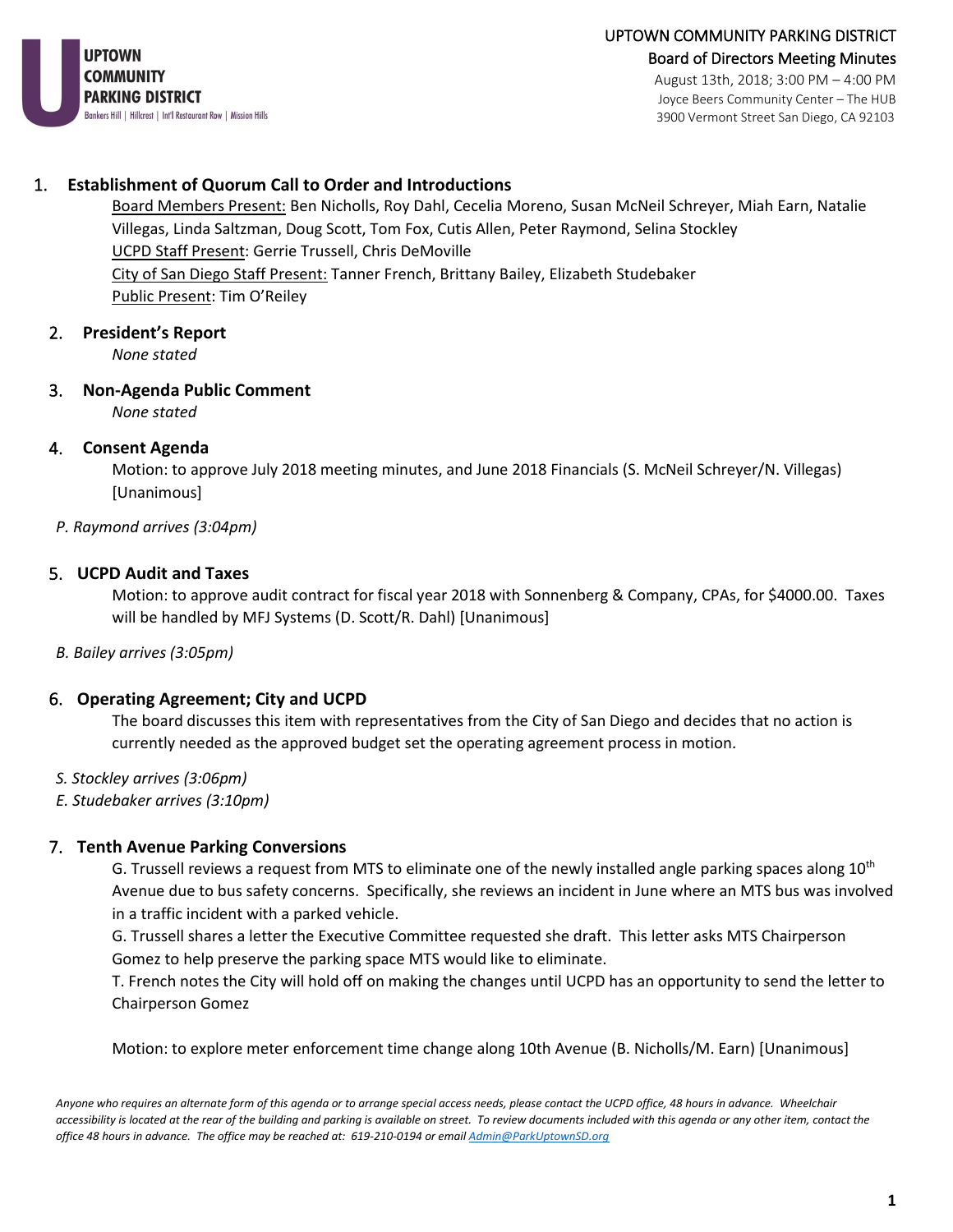UPTOWN COMMUNITY PARKING DISTRICT

Board of Directors Meeting Minutes

August 13th, 2018; 3:00 PM – 4:00 PM

Joyce Beers Community Center – The HUB

3900 Vermont Street San Diego, CA 92103

1. **Establishment of Quorum Call to Order and Introductions**

   Board Members Present: Ben Nicholls, Roy Dahl, Cecelia Moreno, Susan McNeil Schreyer, Miah Earn, Natalie Villegas, Linda Saltzman, Doug Scott, Tom Fox, Cutis Allen, Peter Raymond, Selina Stockley

   UCPD Staff Present: Gerrie Trussell, Chris DeMoville

   City of San Diego Staff Present: Tanner French, Brittany Bailey, Elizabeth Studebaker

   Public Present: Tim O'Reiley

2. **President's Report**

   *None stated*

3. **Non-Agenda Public Comment**

   *None stated*

4. **Consent Agenda**

   Motion: to approve July 2018 meeting minutes, and June 2018 Financials (S. McNeil Schreyer/N. Villegas) [Unanimous]

*P. Raymond arrives (3:04pm)*

5. **UCPD Audit and Taxes**

   Motion: to approve audit contract for fiscal year 2018 with Sonnenberg & Company, CPAs, for $4000.00. Taxes will be handled by MFJ Systems (D. Scott/R. Dahl) [Unanimous]

*B. Bailey arrives (3:05pm)*

6. **Operating Agreement; City and UCPD**

   The board discusses this item with representatives from the City of San Diego and decides that no action is currently needed as the approved budget set the operating agreement process in motion.

*S. Stockley arrives (3:06pm)*

*E. Studebaker arrives (3:10pm)*

7. **Tenth Avenue Parking Conversions**

   G. Trussell reviews a request from MTS to eliminate one of the newly installed angle parking spaces along 10th Avenue due to bus safety concerns. Specifically, she reviews an incident in June where an MTS bus was involved in a traffic incident with a parked vehicle.

   G. Trussell shares a letter the Executive Committee requested she draft. This letter asks MTS Chairperson Gomez to help preserve the parking space MTS would like to eliminate.

   T. French notes the City will hold off on making the changes until UCPD has an opportunity to send the letter to Chairperson Gomez

   Motion: to explore meter enforcement time change along 10th Avenue (B. Nicholls/M. Earn) [Unanimous]

*Anyone who requires an alternate form of this agenda or to arrange special access needs, please contact the UCPD office, 48 hours in advance. Wheelchair accessibility is located at the rear of the building and parking is available on street. To review documents included with this agenda or any other item, contact the office 48 hours in advance. The office may be reached at: 619-210-0194 or email Admin@ParkUptownSD.org*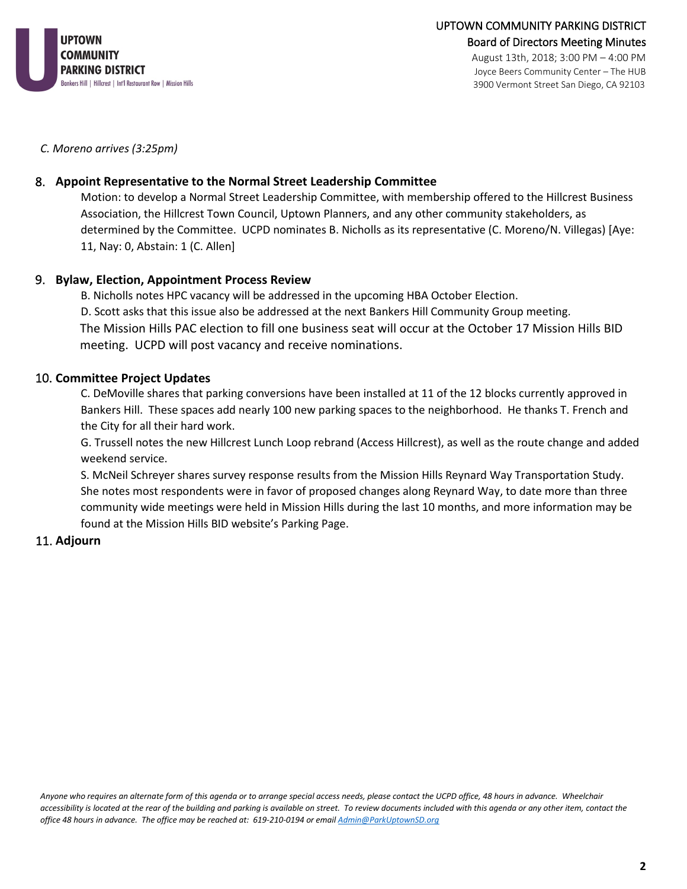*C. Moreno arrives (3:25pm)*

8. **Appoint Representative to the Normal Street Leadership Committee**

   Motion: to develop a Normal Street Leadership Committee, with membership offered to the Hillcrest Business Association, the Hillcrest Town Council, Uptown Planners, and any other community stakeholders, as determined by the Committee. UCPD nominates B. Nicholls as its representative (C. Moreno/N. Villegas) [Aye: 11, Nay: 0, Abstain: 1 (C. Allen]

9. **Bylaw, Election, Appointment Process Review**

   B. Nicholls notes HPC vacancy will be addressed in the upcoming HBA October Election.

   D. Scott asks that this issue also be addressed at the next Bankers Hill Community Group meeting.

   The Mission Hills PAC election to fill one business seat will occur at the October 17 Mission Hills BID meeting. UCPD will post vacancy and receive nominations.

10. **Committee Project Updates**

    C. DeMoville shares that parking conversions have been installed at 11 of the 12 blocks currently approved in Bankers Hill. These spaces add nearly 100 new parking spaces to the neighborhood. He thanks T. French and the City for all their hard work.

    G. Trussell notes the new Hillcrest Lunch Loop rebrand (Access Hillcrest), as well as the route change and added weekend service.

    S. McNeil Schreyer shares survey response results from the Mission Hills Reynard Way Transportation Study. She notes most respondents were in favor of proposed changes along Reynard Way, to date more than three community wide meetings were held in Mission Hills during the last 10 months, and more information may be found at the Mission Hills BID website's Parking Page.

11. **Adjourn**

*Anyone who requires an alternate form of this agenda or to arrange special access needs, please contact the UCPD office, 48 hours in advance. Wheelchair accessibility is located at the rear of the building and parking is available on street. To review documents included with this agenda or any other item, contact the office 48 hours in advance. The office may be reached at: 619-210-0194 or email Admin@ParkUptownSD.org*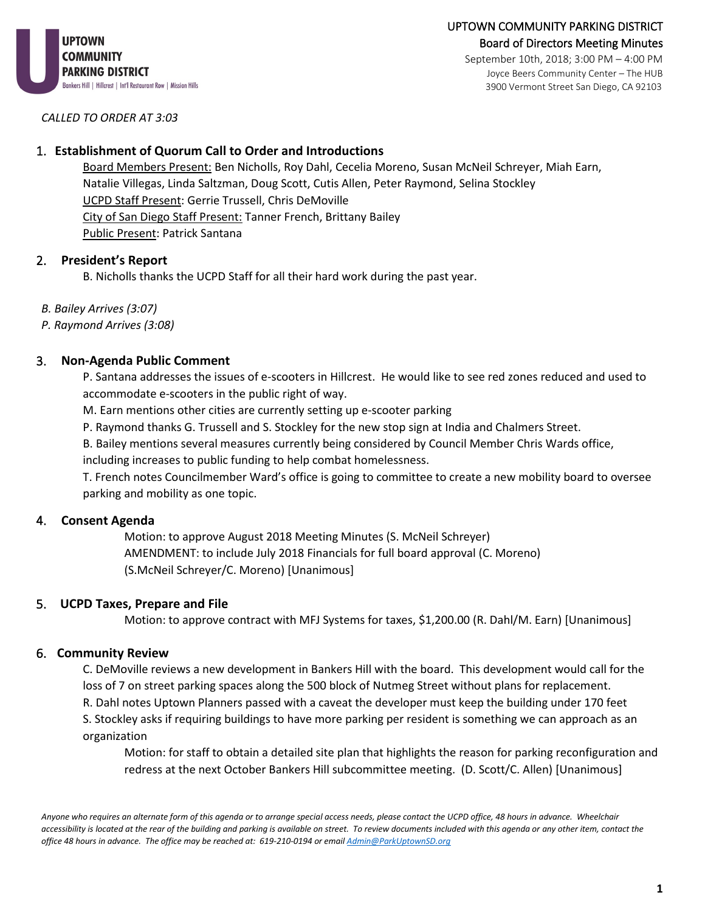UPTOWN COMMUNITY PARKING DISTRICT
Bankers Hill | Hillcrest | Int'l Restaurant Row | Mission Hills

# UPTOWN COMMUNITY PARKING DISTRICT
## Board of Directors Meeting Minutes

September 10th, 2018; 3:00 PM – 4:00 PM
Joyce Beers Community Center – The HUB
3900 Vermont Street San Diego, CA 92103

*CALLED TO ORDER AT 3:03*

1. **Establishment of Quorum Call to Order and Introductions**

   Board Members Present: Ben Nicholls, Roy Dahl, Cecelia Moreno, Susan McNeil Schreyer, Miah Earn, Natalie Villegas, Linda Saltzman, Doug Scott, Cutis Allen, Peter Raymond, Selina Stockley
   UCPD Staff Present: Gerrie Trussell, Chris DeMoville
   City of San Diego Staff Present: Tanner French, Brittany Bailey
   Public Present: Patrick Santana

2. **President's Report**

   B. Nicholls thanks the UCPD Staff for all their hard work during the past year.

*B. Bailey Arrives (3:07)*
*P. Raymond Arrives (3:08)*

3. **Non-Agenda Public Comment**

   P. Santana addresses the issues of e-scooters in Hillcrest. He would like to see red zones reduced and used to accommodate e-scooters in the public right of way.
   M. Earn mentions other cities are currently setting up e-scooter parking
   P. Raymond thanks G. Trussell and S. Stockley for the new stop sign at India and Chalmers Street.
   B. Bailey mentions several measures currently being considered by Council Member Chris Wards office, including increases to public funding to help combat homelessness.
   T. French notes Councilmember Ward's office is going to committee to create a new mobility board to oversee parking and mobility as one topic.

4. **Consent Agenda**

   Motion: to approve August 2018 Meeting Minutes (S. McNeil Schreyer)
   AMENDMENT: to include July 2018 Financials for full board approval (C. Moreno)
   (S.McNeil Schreyer/C. Moreno) [Unanimous]

5. **UCPD Taxes, Prepare and File**

   Motion: to approve contract with MFJ Systems for taxes, $1,200.00 (R. Dahl/M. Earn) [Unanimous]

6. **Community Review**

   C. DeMoville reviews a new development in Bankers Hill with the board. This development would call for the loss of 7 on street parking spaces along the 500 block of Nutmeg Street without plans for replacement.
   R. Dahl notes Uptown Planners passed with a caveat the developer must keep the building under 170 feet
   S. Stockley asks if requiring buildings to have more parking per resident is something we can approach as an organization

   Motion: for staff to obtain a detailed site plan that highlights the reason for parking reconfiguration and redress at the next October Bankers Hill subcommittee meeting. (D. Scott/C. Allen) [Unanimous]

*Anyone who requires an alternate form of this agenda or to arrange special access needs, please contact the UCPD office, 48 hours in advance. Wheelchair accessibility is located at the rear of the building and parking is available on street. To review documents included with this agenda or any other item, contact the office 48 hours in advance. The office may be reached at: 619-210-0194 or email Admin@ParkUptownSD.org*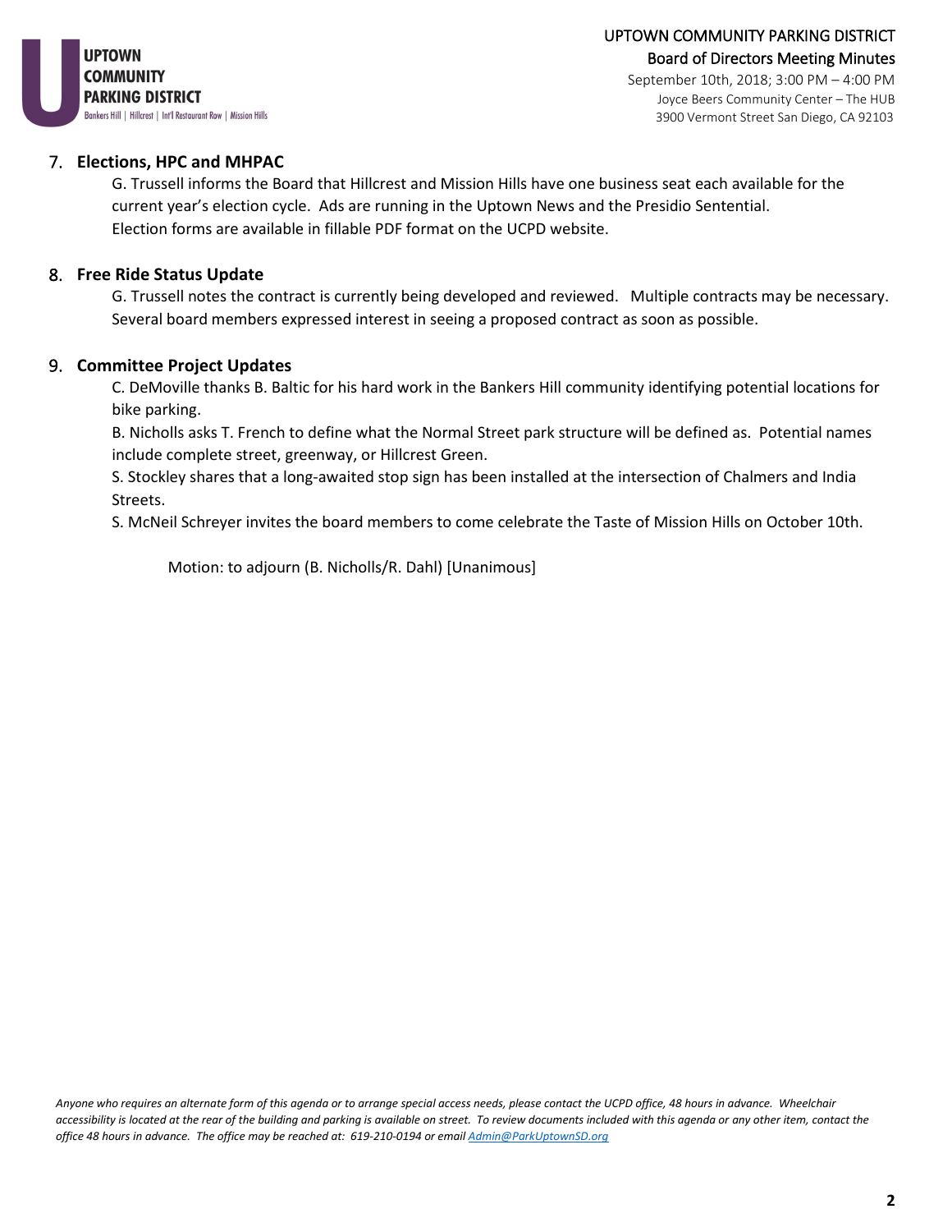## 7. Elections, HPC and MHPAC

G. Trussell informs the Board that Hillcrest and Mission Hills have one business seat each available for the current year's election cycle. Ads are running in the Uptown News and the Presidio Sentential. Election forms are available in fillable PDF format on the UCPD website.

## 8. Free Ride Status Update

G. Trussell notes the contract is currently being developed and reviewed. Multiple contracts may be necessary. Several board members expressed interest in seeing a proposed contract as soon as possible.

## 9. Committee Project Updates

C. DeMoville thanks B. Baltic for his hard work in the Bankers Hill community identifying potential locations for bike parking.

B. Nicholls asks T. French to define what the Normal Street park structure will be defined as. Potential names include complete street, greenway, or Hillcrest Green.

S. Stockley shares that a long-awaited stop sign has been installed at the intersection of Chalmers and India Streets.

S. McNeil Schreyer invites the board members to come celebrate the Taste of Mission Hills on October 10th.

Motion: to adjourn (B. Nicholls/R. Dahl) [Unanimous]

*Anyone who requires an alternate form of this agenda or to arrange special access needs, please contact the UCPD office, 48 hours in advance. Wheelchair accessibility is located at the rear of the building and parking is available on street. To review documents included with this agenda or any other item, contact the office 48 hours in advance. The office may be reached at: 619-210-0194 or email Admin@ParkUptownSD.org*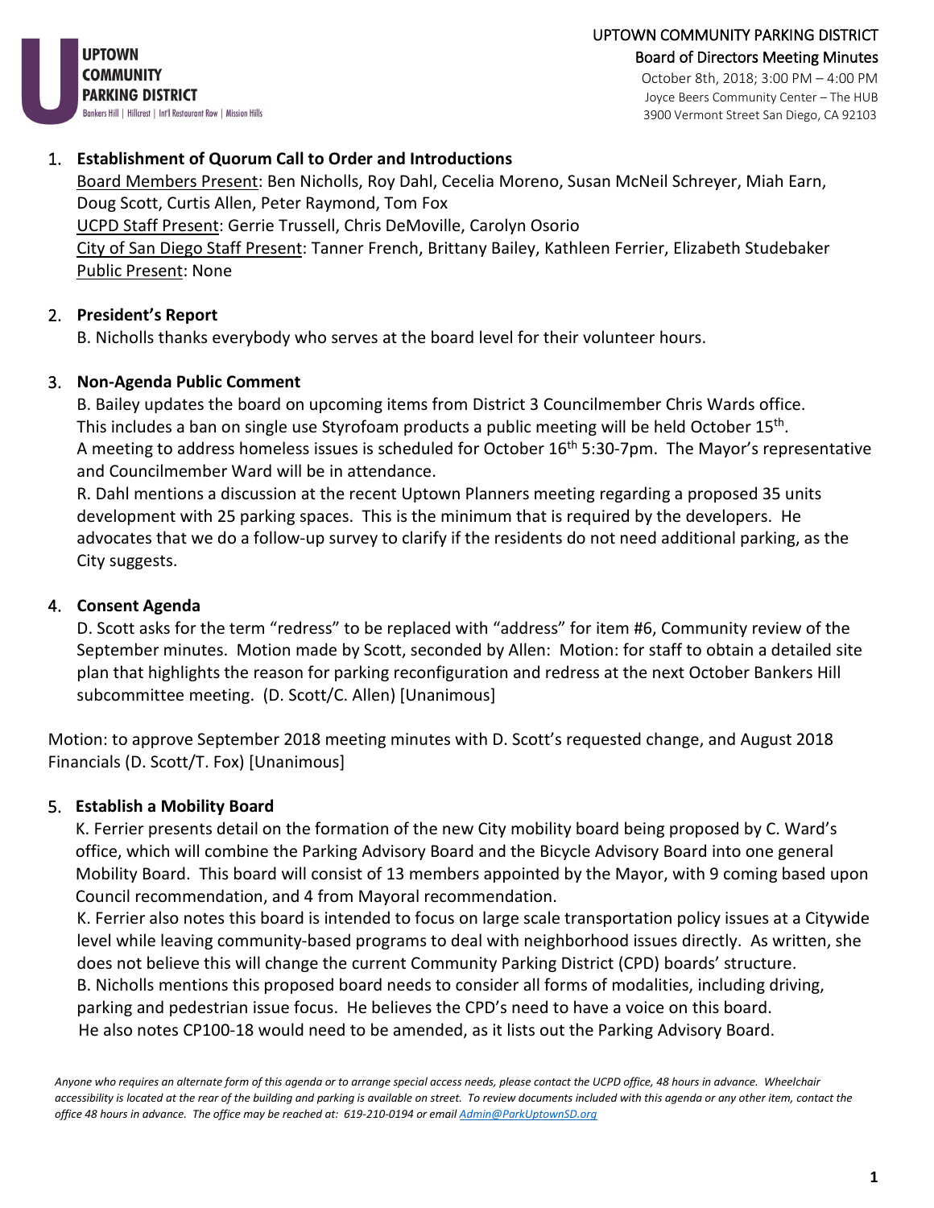UPTOWN COMMUNITY PARKING DISTRICT
Board of Directors Meeting Minutes
October 8th, 2018; 3:00 PM – 4:00 PM
Joyce Beers Community Center – The HUB
3900 Vermont Street San Diego, CA 92103

1. **Establishment of Quorum Call to Order and Introductions**
   Board Members Present: Ben Nicholls, Roy Dahl, Cecelia Moreno, Susan McNeil Schreyer, Miah Earn, Doug Scott, Curtis Allen, Peter Raymond, Tom Fox
   UCPD Staff Present: Gerrie Trussell, Chris DeMoville, Carolyn Osorio
   City of San Diego Staff Present: Tanner French, Brittany Bailey, Kathleen Ferrier, Elizabeth Studebaker
   Public Present: None

2. **President's Report**
   B. Nicholls thanks everybody who serves at the board level for their volunteer hours.

3. **Non-Agenda Public Comment**
   B. Bailey updates the board on upcoming items from District 3 Councilmember Chris Wards office. This includes a ban on single use Styrofoam products a public meeting will be held October 15th.
   A meeting to address homeless issues is scheduled for October 16th 5:30-7pm. The Mayor's representative and Councilmember Ward will be in attendance.
   R. Dahl mentions a discussion at the recent Uptown Planners meeting regarding a proposed 35 units development with 25 parking spaces. This is the minimum that is required by the developers. He advocates that we do a follow-up survey to clarify if the residents do not need additional parking, as the City suggests.

4. **Consent Agenda**
   D. Scott asks for the term "redress" to be replaced with "address" for item #6, Community review of the September minutes. Motion made by Scott, seconded by Allen: Motion: for staff to obtain a detailed site plan that highlights the reason for parking reconfiguration and redress at the next October Bankers Hill subcommittee meeting. (D. Scott/C. Allen) [Unanimous]

Motion: to approve September 2018 meeting minutes with D. Scott's requested change, and August 2018 Financials (D. Scott/T. Fox) [Unanimous]

5. **Establish a Mobility Board**
   K. Ferrier presents detail on the formation of the new City mobility board being proposed by C. Ward's office, which will combine the Parking Advisory Board and the Bicycle Advisory Board into one general Mobility Board. This board will consist of 13 members appointed by the Mayor, with 9 coming based upon Council recommendation, and 4 from Mayoral recommendation.
   K. Ferrier also notes this board is intended to focus on large scale transportation policy issues at a Citywide level while leaving community-based programs to deal with neighborhood issues directly. As written, she does not believe this will change the current Community Parking District (CPD) boards' structure.
   B. Nicholls mentions this proposed board needs to consider all forms of modalities, including driving, parking and pedestrian issue focus. He believes the CPD's need to have a voice on this board.
   He also notes CP100-18 would need to be amended, as it lists out the Parking Advisory Board.

*Anyone who requires an alternate form of this agenda or to arrange special access needs, please contact the UCPD office, 48 hours in advance. Wheelchair accessibility is located at the rear of the building and parking is available on street. To review documents included with this agenda or any other item, contact the office 48 hours in advance. The office may be reached at: 619-210-0194 or email Admin@ParkUptownSD.org*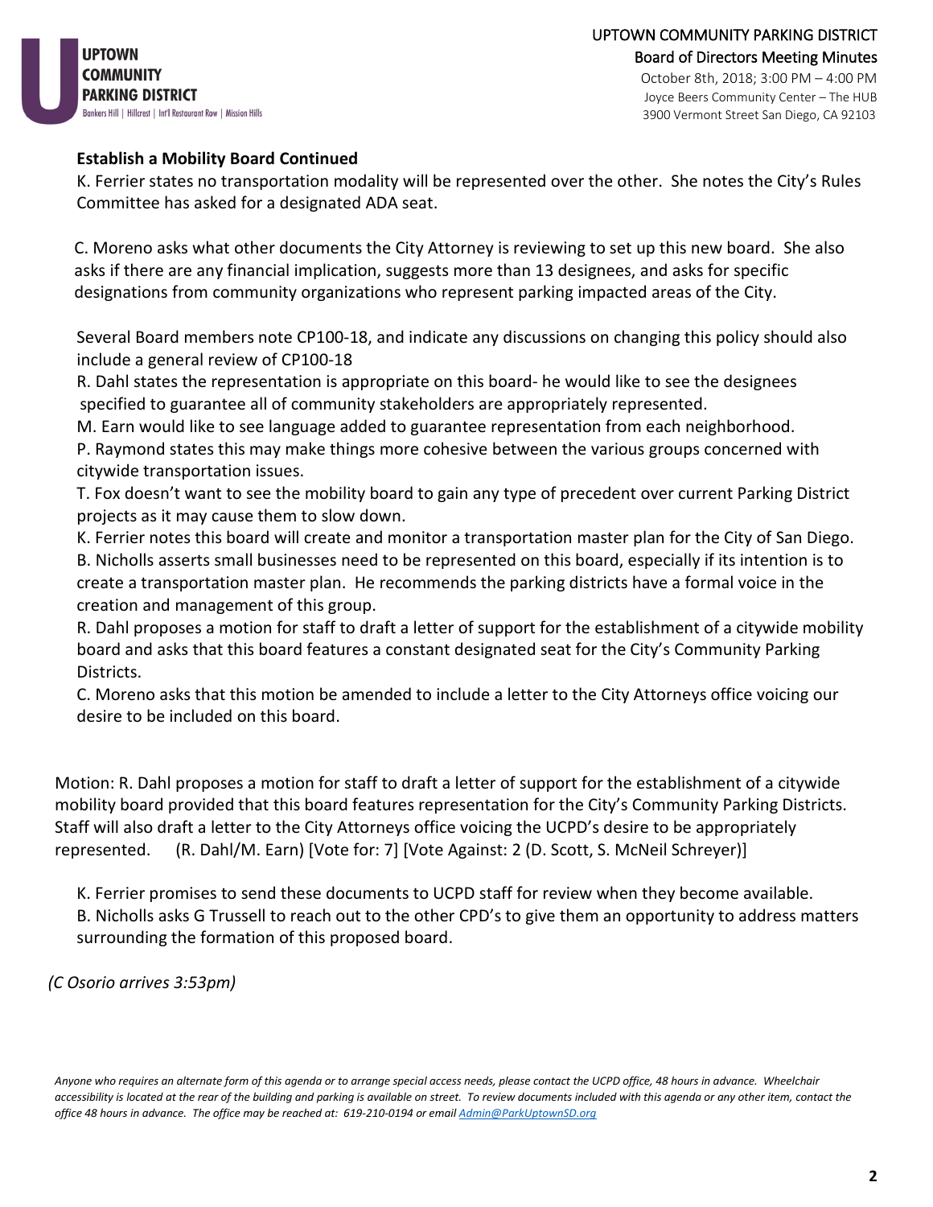**Establish a Mobility Board Continued**

K. Ferrier states no transportation modality will be represented over the other. She notes the City's Rules Committee has asked for a designated ADA seat.

C. Moreno asks what other documents the City Attorney is reviewing to set up this new board. She also asks if there are any financial implication, suggests more than 13 designees, and asks for specific designations from community organizations who represent parking impacted areas of the City.

Several Board members note CP100-18, and indicate any discussions on changing this policy should also include a general review of CP100-18

R. Dahl states the representation is appropriate on this board- he would like to see the designees specified to guarantee all of community stakeholders are appropriately represented.

M. Earn would like to see language added to guarantee representation from each neighborhood.

P. Raymond states this may make things more cohesive between the various groups concerned with citywide transportation issues.

T. Fox doesn't want to see the mobility board to gain any type of precedent over current Parking District projects as it may cause them to slow down.

K. Ferrier notes this board will create and monitor a transportation master plan for the City of San Diego.

B. Nicholls asserts small businesses need to be represented on this board, especially if its intention is to create a transportation master plan. He recommends the parking districts have a formal voice in the creation and management of this group.

R. Dahl proposes a motion for staff to draft a letter of support for the establishment of a citywide mobility board and asks that this board features a constant designated seat for the City's Community Parking Districts.

C. Moreno asks that this motion be amended to include a letter to the City Attorneys office voicing our desire to be included on this board.

Motion: R. Dahl proposes a motion for staff to draft a letter of support for the establishment of a citywide mobility board provided that this board features representation for the City's Community Parking Districts. Staff will also draft a letter to the City Attorneys office voicing the UCPD's desire to be appropriately represented. (R. Dahl/M. Earn) [Vote for: 7] [Vote Against: 2 (D. Scott, S. McNeil Schreyer)]

K. Ferrier promises to send these documents to UCPD staff for review when they become available.

B. Nicholls asks G Trussell to reach out to the other CPD's to give them an opportunity to address matters surrounding the formation of this proposed board.

*(C Osorio arrives 3:53pm)*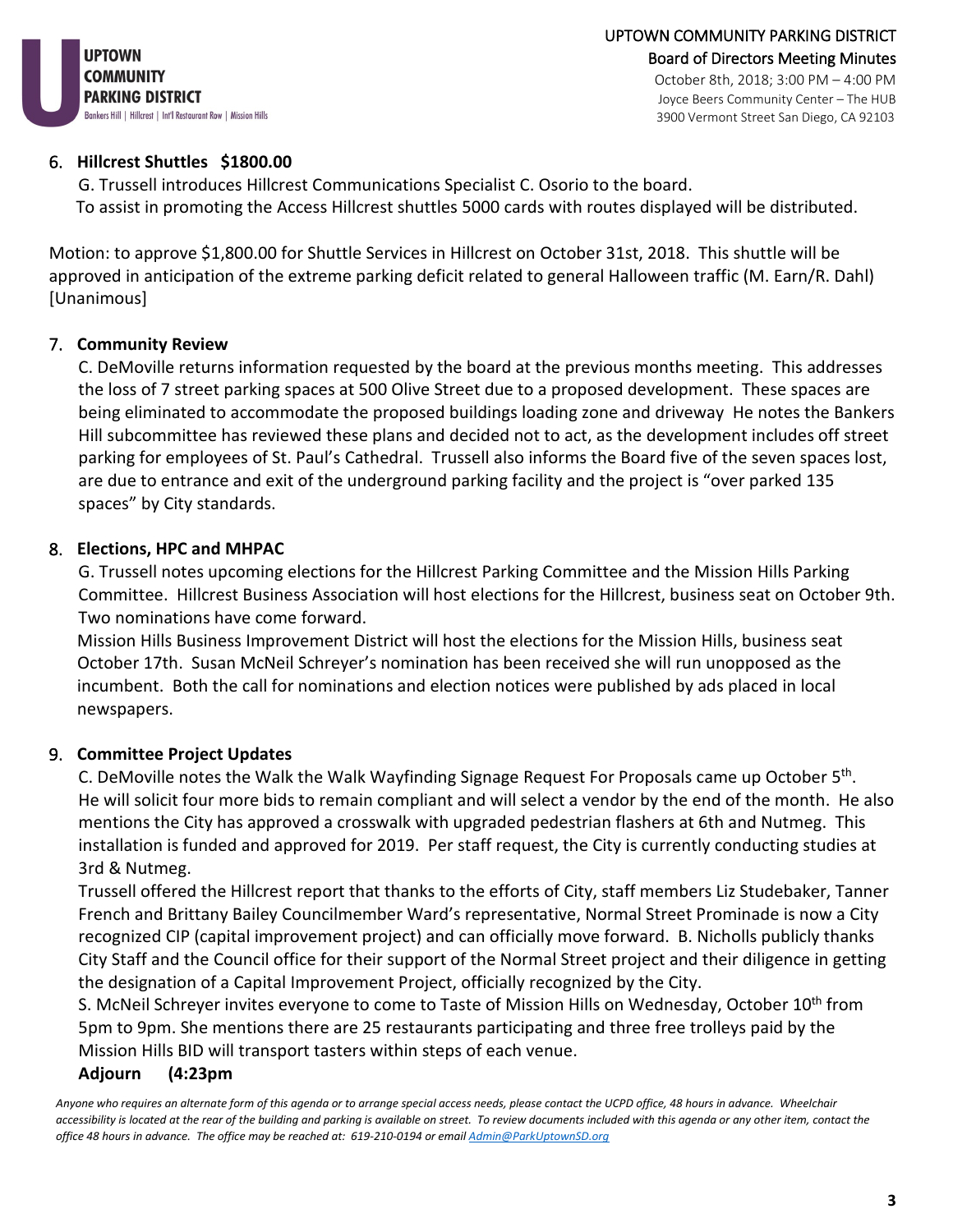## 6. Hillcrest Shuttles $1800.00

G. Trussell introduces Hillcrest Communications Specialist C. Osorio to the board.
To assist in promoting the Access Hillcrest shuttles 5000 cards with routes displayed will be distributed.

Motion: to approve $1,800.00 for Shuttle Services in Hillcrest on October 31st, 2018. This shuttle will be approved in anticipation of the extreme parking deficit related to general Halloween traffic (M. Earn/R. Dahl) [Unanimous]

## 7. Community Review

C. DeMoville returns information requested by the board at the previous months meeting. This addresses the loss of 7 street parking spaces at 500 Olive Street due to a proposed development. These spaces are being eliminated to accommodate the proposed buildings loading zone and driveway He notes the Bankers Hill subcommittee has reviewed these plans and decided not to act, as the development includes off street parking for employees of St. Paul's Cathedral. Trussell also informs the Board five of the seven spaces lost, are due to entrance and exit of the underground parking facility and the project is "over parked 135 spaces" by City standards.

## 8. Elections, HPC and MHPAC

G. Trussell notes upcoming elections for the Hillcrest Parking Committee and the Mission Hills Parking Committee. Hillcrest Business Association will host elections for the Hillcrest, business seat on October 9th. Two nominations have come forward.
Mission Hills Business Improvement District will host the elections for the Mission Hills, business seat October 17th. Susan McNeil Schreyer's nomination has been received she will run unopposed as the incumbent. Both the call for nominations and election notices were published by ads placed in local newspapers.

## 9. Committee Project Updates

C. DeMoville notes the Walk the Walk Wayfinding Signage Request For Proposals came up October 5th. He will solicit four more bids to remain compliant and will select a vendor by the end of the month. He also mentions the City has approved a crosswalk with upgraded pedestrian flashers at 6th and Nutmeg. This installation is funded and approved for 2019. Per staff request, the City is currently conducting studies at 3rd & Nutmeg.
Trussell offered the Hillcrest report that thanks to the efforts of City, staff members Liz Studebaker, Tanner French and Brittany Bailey Councilmember Ward's representative, Normal Street Prominade is now a City recognized CIP (capital improvement project) and can officially move forward. B. Nicholls publicly thanks City Staff and the Council office for their support of the Normal Street project and their diligence in getting the designation of a Capital Improvement Project, officially recognized by the City.
S. McNeil Schreyer invites everyone to come to Taste of Mission Hills on Wednesday, October 10th from 5pm to 9pm. She mentions there are 25 restaurants participating and three free trolleys paid by the Mission Hills BID will transport tasters within steps of each venue.

**Adjourn (4:23pm**

*Anyone who requires an alternate form of this agenda or to arrange special access needs, please contact the UCPD office, 48 hours in advance. Wheelchair accessibility is located at the rear of the building and parking is available on street. To review documents included with this agenda or any other item, contact the office 48 hours in advance. The office may be reached at: 619-210-0194 or email Admin@ParkUptownSD.org*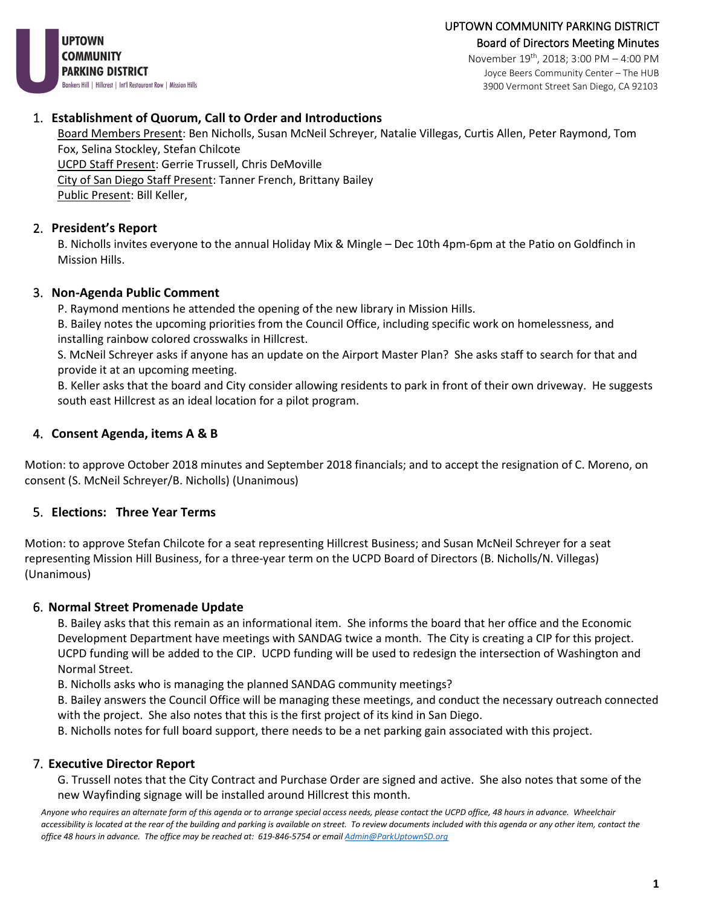UPTOWN COMMUNITY PARKING DISTRICT
Bankers Hill | Hillcrest | Int'l Restaurant Row | Mission Hills

# UPTOWN COMMUNITY PARKING DISTRICT

## Board of Directors Meeting Minutes

November 19th, 2018; 3:00 PM – 4:00 PM
Joyce Beers Community Center – The HUB
3900 Vermont Street San Diego, CA 92103

### 1. Establishment of Quorum, Call to Order and Introductions

Board Members Present: Ben Nicholls, Susan McNeil Schreyer, Natalie Villegas, Curtis Allen, Peter Raymond, Tom Fox, Selina Stockley, Stefan Chilcote
UCPD Staff Present: Gerrie Trussell, Chris DeMoville
City of San Diego Staff Present: Tanner French, Brittany Bailey
Public Present: Bill Keller,

### 2. President's Report

B. Nicholls invites everyone to the annual Holiday Mix & Mingle – Dec 10th 4pm-6pm at the Patio on Goldfinch in Mission Hills.

### 3. Non-Agenda Public Comment

P. Raymond mentions he attended the opening of the new library in Mission Hills.
B. Bailey notes the upcoming priorities from the Council Office, including specific work on homelessness, and installing rainbow colored crosswalks in Hillcrest.
S. McNeil Schreyer asks if anyone has an update on the Airport Master Plan? She asks staff to search for that and provide it at an upcoming meeting.
B. Keller asks that the board and City consider allowing residents to park in front of their own driveway. He suggests south east Hillcrest as an ideal location for a pilot program.

### 4. Consent Agenda, items A & B

Motion: to approve October 2018 minutes and September 2018 financials; and to accept the resignation of C. Moreno, on consent (S. McNeil Schreyer/B. Nicholls) (Unanimous)

### 5. Elections: Three Year Terms

Motion: to approve Stefan Chilcote for a seat representing Hillcrest Business; and Susan McNeil Schreyer for a seat representing Mission Hill Business, for a three-year term on the UCPD Board of Directors (B. Nicholls/N. Villegas) (Unanimous)

### 6. Normal Street Promenade Update

B. Bailey asks that this remain as an informational item. She informs the board that her office and the Economic Development Department have meetings with SANDAG twice a month. The City is creating a CIP for this project. UCPD funding will be added to the CIP. UCPD funding will be used to redesign the intersection of Washington and Normal Street.
B. Nicholls asks who is managing the planned SANDAG community meetings?
B. Bailey answers the Council Office will be managing these meetings, and conduct the necessary outreach connected with the project. She also notes that this is the first project of its kind in San Diego.
B. Nicholls notes for full board support, there needs to be a net parking gain associated with this project.

### 7. Executive Director Report

G. Trussell notes that the City Contract and Purchase Order are signed and active. She also notes that some of the new Wayfinding signage will be installed around Hillcrest this month.

*Anyone who requires an alternate form of this agenda or to arrange special access needs, please contact the UCPD office, 48 hours in advance. Wheelchair accessibility is located at the rear of the building and parking is available on street. To review documents included with this agenda or any other item, contact the office 48 hours in advance. The office may be reached at: 619-846-5754 or email Admin@ParkUptownSD.org*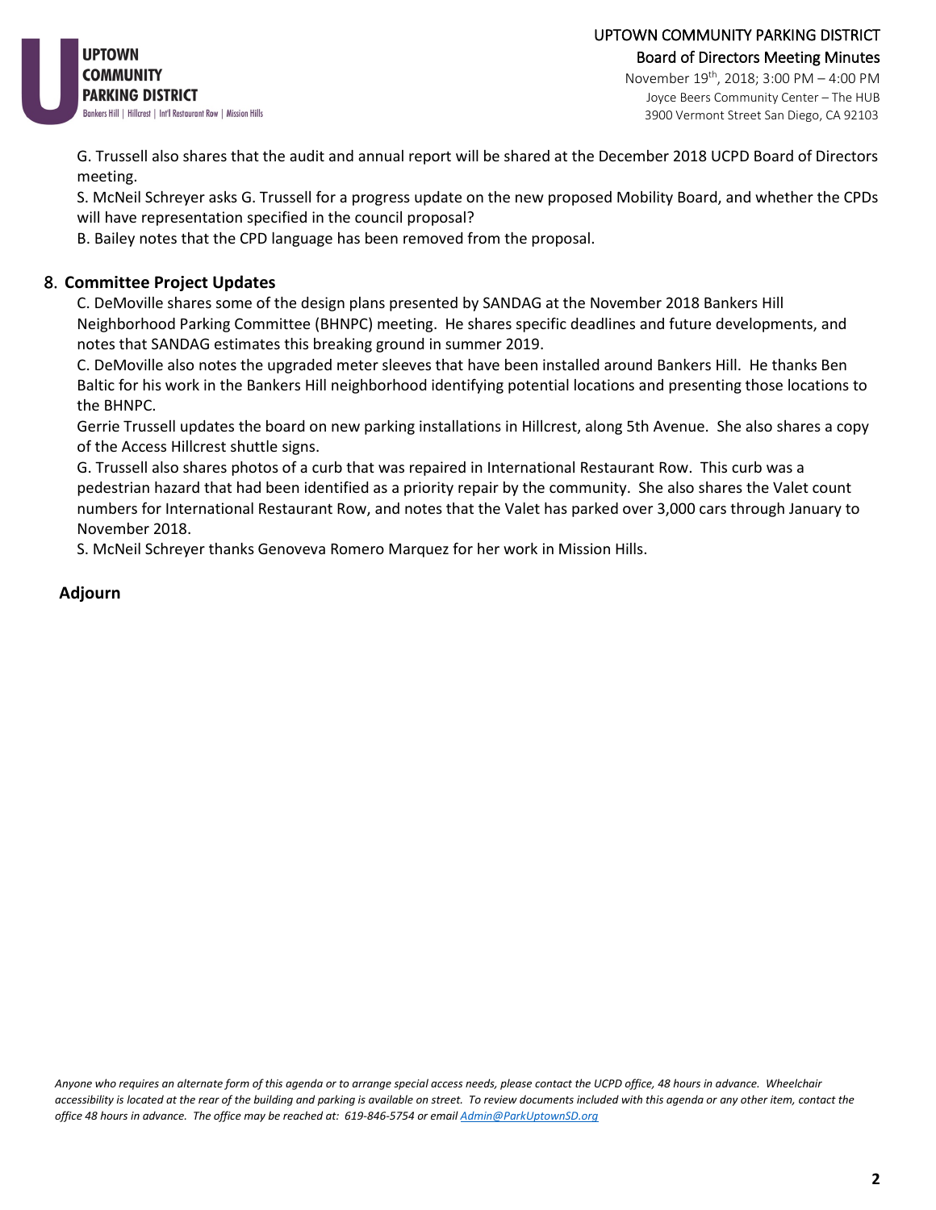G. Trussell also shares that the audit and annual report will be shared at the December 2018 UCPD Board of Directors meeting.

S. McNeil Schreyer asks G. Trussell for a progress update on the new proposed Mobility Board, and whether the CPDs will have representation specified in the council proposal?

B. Bailey notes that the CPD language has been removed from the proposal.

## 8. Committee Project Updates

C. DeMoville shares some of the design plans presented by SANDAG at the November 2018 Bankers Hill Neighborhood Parking Committee (BHNPC) meeting. He shares specific deadlines and future developments, and notes that SANDAG estimates this breaking ground in summer 2019.

C. DeMoville also notes the upgraded meter sleeves that have been installed around Bankers Hill. He thanks Ben Baltic for his work in the Bankers Hill neighborhood identifying potential locations and presenting those locations to the BHNPC.

Gerrie Trussell updates the board on new parking installations in Hillcrest, along 5th Avenue. She also shares a copy of the Access Hillcrest shuttle signs.

G. Trussell also shares photos of a curb that was repaired in International Restaurant Row. This curb was a pedestrian hazard that had been identified as a priority repair by the community. She also shares the Valet count numbers for International Restaurant Row, and notes that the Valet has parked over 3,000 cars through January to November 2018.

S. McNeil Schreyer thanks Genoveva Romero Marquez for her work in Mission Hills.

## Adjourn

*Anyone who requires an alternate form of this agenda or to arrange special access needs, please contact the UCPD office, 48 hours in advance. Wheelchair accessibility is located at the rear of the building and parking is available on street. To review documents included with this agenda or any other item, contact the office 48 hours in advance. The office may be reached at: 619-846-5754 or email Admin@ParkUptownSD.org*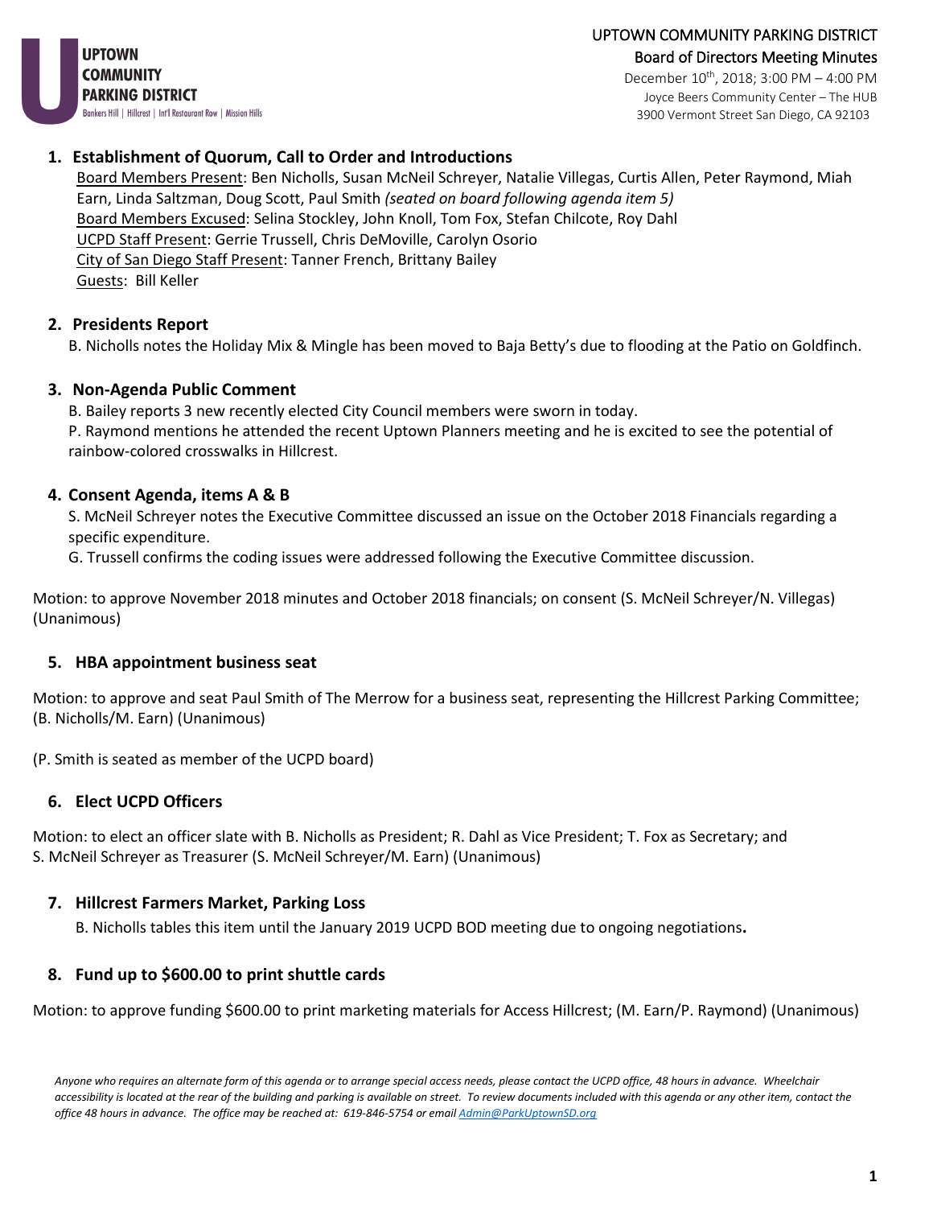UPTOWN COMMUNITY PARKING DISTRICT

Board of Directors Meeting Minutes

December 10th, 2018; 3:00 PM – 4:00 PM

Joyce Beers Community Center – The HUB

3900 Vermont Street San Diego, CA 92103

## 1. Establishment of Quorum, Call to Order and Introductions

Board Members Present: Ben Nicholls, Susan McNeil Schreyer, Natalie Villegas, Curtis Allen, Peter Raymond, Miah Earn, Linda Saltzman, Doug Scott, Paul Smith *(seated on board following agenda item 5)*

Board Members Excused: Selina Stockley, John Knoll, Tom Fox, Stefan Chilcote, Roy Dahl

UCPD Staff Present: Gerrie Trussell, Chris DeMoville, Carolyn Osorio

City of San Diego Staff Present: Tanner French, Brittany Bailey

Guests: Bill Keller

## 2. Presidents Report

B. Nicholls notes the Holiday Mix & Mingle has been moved to Baja Betty's due to flooding at the Patio on Goldfinch.

## 3. Non-Agenda Public Comment

B. Bailey reports 3 new recently elected City Council members were sworn in today.

P. Raymond mentions he attended the recent Uptown Planners meeting and he is excited to see the potential of rainbow-colored crosswalks in Hillcrest.

## 4. Consent Agenda, items A & B

S. McNeil Schreyer notes the Executive Committee discussed an issue on the October 2018 Financials regarding a specific expenditure.

G. Trussell confirms the coding issues were addressed following the Executive Committee discussion.

Motion: to approve November 2018 minutes and October 2018 financials; on consent (S. McNeil Schreyer/N. Villegas) (Unanimous)

## 5. HBA appointment business seat

Motion: to approve and seat Paul Smith of The Merrow for a business seat, representing the Hillcrest Parking Committee; (B. Nicholls/M. Earn) (Unanimous)

(P. Smith is seated as member of the UCPD board)

## 6. Elect UCPD Officers

Motion: to elect an officer slate with B. Nicholls as President; R. Dahl as Vice President; T. Fox as Secretary; and S. McNeil Schreyer as Treasurer (S. McNeil Schreyer/M. Earn) (Unanimous)

## 7. Hillcrest Farmers Market, Parking Loss

B. Nicholls tables this item until the January 2019 UCPD BOD meeting due to ongoing negotiations.

## 8. Fund up to $600.00 to print shuttle cards

Motion: to approve funding $600.00 to print marketing materials for Access Hillcrest; (M. Earn/P. Raymond) (Unanimous)

*Anyone who requires an alternate form of this agenda or to arrange special access needs, please contact the UCPD office, 48 hours in advance. Wheelchair accessibility is located at the rear of the building and parking is available on street. To review documents included with this agenda or any other item, contact the office 48 hours in advance. The office may be reached at: 619-846-5754 or email Admin@ParkUptownSD.org*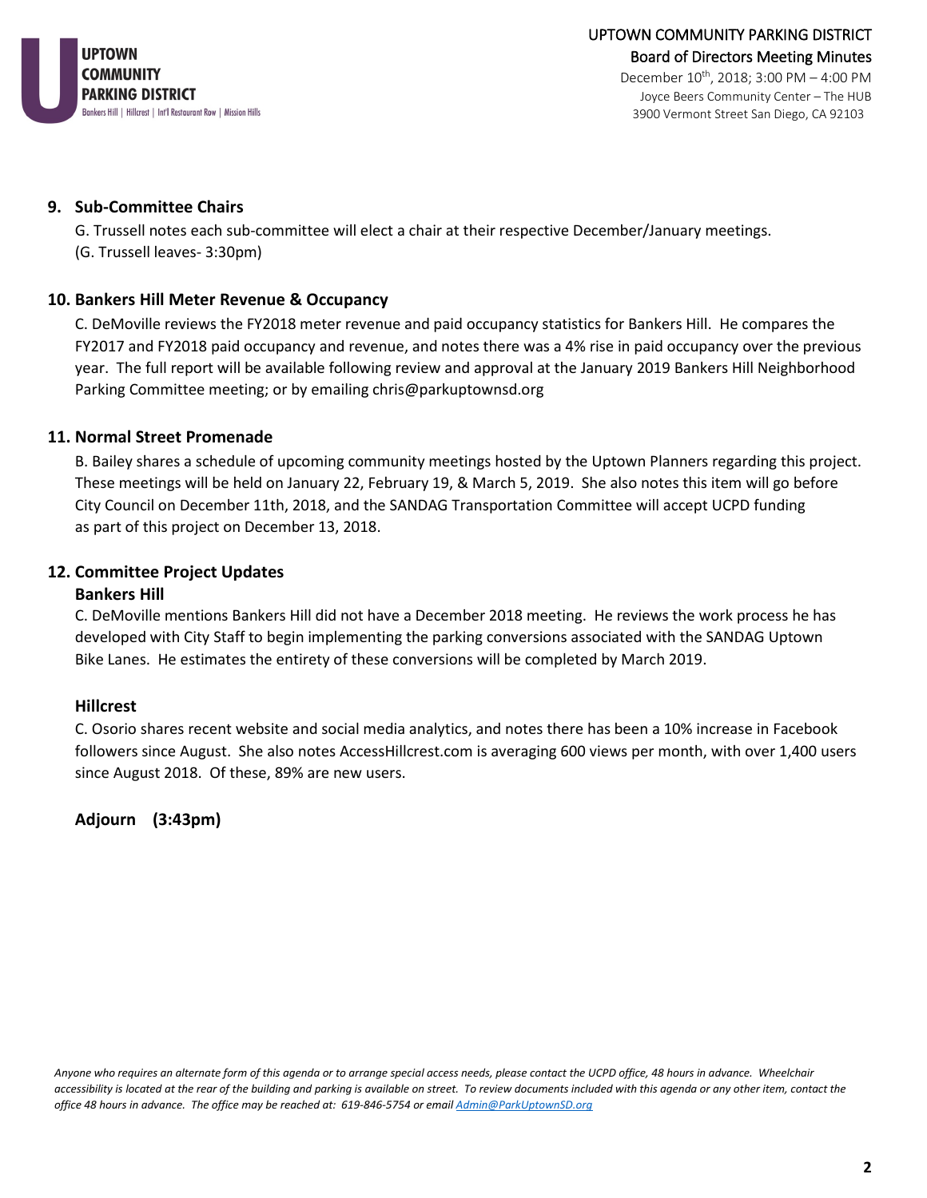## 9. Sub-Committee Chairs

G. Trussell notes each sub-committee will elect a chair at their respective December/January meetings.
(G. Trussell leaves- 3:30pm)

## 10. Bankers Hill Meter Revenue & Occupancy

C. DeMoville reviews the FY2018 meter revenue and paid occupancy statistics for Bankers Hill. He compares the FY2017 and FY2018 paid occupancy and revenue, and notes there was a 4% rise in paid occupancy over the previous year. The full report will be available following review and approval at the January 2019 Bankers Hill Neighborhood Parking Committee meeting; or by emailing chris@parkuptownsd.org

## 11. Normal Street Promenade

B. Bailey shares a schedule of upcoming community meetings hosted by the Uptown Planners regarding this project. These meetings will be held on January 22, February 19, & March 5, 2019. She also notes this item will go before City Council on December 11th, 2018, and the SANDAG Transportation Committee will accept UCPD funding as part of this project on December 13, 2018.

## 12. Committee Project Updates

### Bankers Hill

C. DeMoville mentions Bankers Hill did not have a December 2018 meeting. He reviews the work process he has developed with City Staff to begin implementing the parking conversions associated with the SANDAG Uptown Bike Lanes. He estimates the entirety of these conversions will be completed by March 2019.

### Hillcrest

C. Osorio shares recent website and social media analytics, and notes there has been a 10% increase in Facebook followers since August. She also notes AccessHillcrest.com is averaging 600 views per month, with over 1,400 users since August 2018. Of these, 89% are new users.

**Adjourn (3:43pm)**

*Anyone who requires an alternate form of this agenda or to arrange special access needs, please contact the UCPD office, 48 hours in advance. Wheelchair accessibility is located at the rear of the building and parking is available on street. To review documents included with this agenda or any other item, contact the office 48 hours in advance. The office may be reached at: 619-846-5754 or email Admin@ParkUptownSD.org*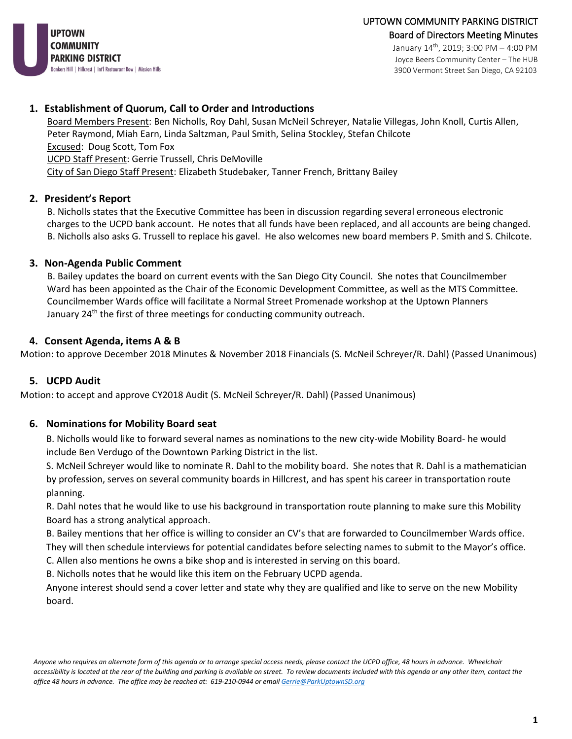UPTOWN COMMUNITY PARKING DISTRICT

Board of Directors Meeting Minutes

January 14th, 2019; 3:00 PM – 4:00 PM

Joyce Beers Community Center – The HUB

3900 Vermont Street San Diego, CA 92103

## 1. Establishment of Quorum, Call to Order and Introductions

Board Members Present: Ben Nicholls, Roy Dahl, Susan McNeil Schreyer, Natalie Villegas, John Knoll, Curtis Allen, Peter Raymond, Miah Earn, Linda Saltzman, Paul Smith, Selina Stockley, Stefan Chilcote

Excused: Doug Scott, Tom Fox

UCPD Staff Present: Gerrie Trussell, Chris DeMoville

City of San Diego Staff Present: Elizabeth Studebaker, Tanner French, Brittany Bailey

## 2. President's Report

B. Nicholls states that the Executive Committee has been in discussion regarding several erroneous electronic charges to the UCPD bank account. He notes that all funds have been replaced, and all accounts are being changed. B. Nicholls also asks G. Trussell to replace his gavel. He also welcomes new board members P. Smith and S. Chilcote.

## 3. Non-Agenda Public Comment

B. Bailey updates the board on current events with the San Diego City Council. She notes that Councilmember Ward has been appointed as the Chair of the Economic Development Committee, as well as the MTS Committee. Councilmember Wards office will facilitate a Normal Street Promenade workshop at the Uptown Planners January 24th the first of three meetings for conducting community outreach.

## 4. Consent Agenda, items A & B

Motion: to approve December 2018 Minutes & November 2018 Financials (S. McNeil Schreyer/R. Dahl) (Passed Unanimous)

## 5. UCPD Audit

Motion: to accept and approve CY2018 Audit (S. McNeil Schreyer/R. Dahl) (Passed Unanimous)

## 6. Nominations for Mobility Board seat

B. Nicholls would like to forward several names as nominations to the new city-wide Mobility Board- he would include Ben Verdugo of the Downtown Parking District in the list.

S. McNeil Schreyer would like to nominate R. Dahl to the mobility board. She notes that R. Dahl is a mathematician by profession, serves on several community boards in Hillcrest, and has spent his career in transportation route planning.

R. Dahl notes that he would like to use his background in transportation route planning to make sure this Mobility Board has a strong analytical approach.

B. Bailey mentions that her office is willing to consider an CV's that are forwarded to Councilmember Wards office. They will then schedule interviews for potential candidates before selecting names to submit to the Mayor's office.

C. Allen also mentions he owns a bike shop and is interested in serving on this board.

B. Nicholls notes that he would like this item on the February UCPD agenda.

Anyone interest should send a cover letter and state why they are qualified and like to serve on the new Mobility board.

*Anyone who requires an alternate form of this agenda or to arrange special access needs, please contact the UCPD office, 48 hours in advance. Wheelchair accessibility is located at the rear of the building and parking is available on street. To review documents included with this agenda or any other item, contact the office 48 hours in advance. The office may be reached at: 619-210-0944 or email Gerrie@ParkUptownSD.org*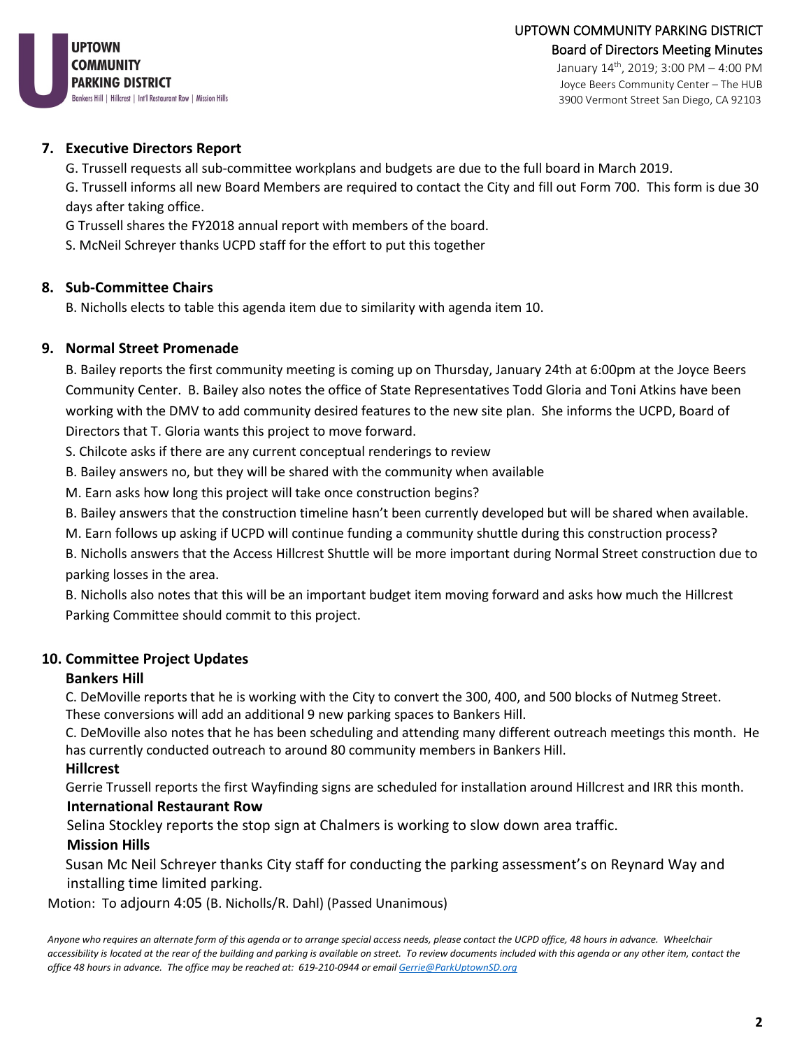## 7. Executive Directors Report

G. Trussell requests all sub-committee workplans and budgets are due to the full board in March 2019.

G. Trussell informs all new Board Members are required to contact the City and fill out Form 700. This form is due 30 days after taking office.

G Trussell shares the FY2018 annual report with members of the board.

S. McNeil Schreyer thanks UCPD staff for the effort to put this together

## 8. Sub-Committee Chairs

B. Nicholls elects to table this agenda item due to similarity with agenda item 10.

## 9. Normal Street Promenade

B. Bailey reports the first community meeting is coming up on Thursday, January 24th at 6:00pm at the Joyce Beers Community Center. B. Bailey also notes the office of State Representatives Todd Gloria and Toni Atkins have been working with the DMV to add community desired features to the new site plan. She informs the UCPD, Board of Directors that T. Gloria wants this project to move forward.

S. Chilcote asks if there are any current conceptual renderings to review

B. Bailey answers no, but they will be shared with the community when available

M. Earn asks how long this project will take once construction begins?

B. Bailey answers that the construction timeline hasn't been currently developed but will be shared when available.

M. Earn follows up asking if UCPD will continue funding a community shuttle during this construction process?

B. Nicholls answers that the Access Hillcrest Shuttle will be more important during Normal Street construction due to parking losses in the area.

B. Nicholls also notes that this will be an important budget item moving forward and asks how much the Hillcrest Parking Committee should commit to this project.

## 10. Committee Project Updates

### Bankers Hill

C. DeMoville reports that he is working with the City to convert the 300, 400, and 500 blocks of Nutmeg Street. These conversions will add an additional 9 new parking spaces to Bankers Hill.

C. DeMoville also notes that he has been scheduling and attending many different outreach meetings this month. He has currently conducted outreach to around 80 community members in Bankers Hill.

### Hillcrest

Gerrie Trussell reports the first Wayfinding signs are scheduled for installation around Hillcrest and IRR this month.

### International Restaurant Row

Selina Stockley reports the stop sign at Chalmers is working to slow down area traffic.

### Mission Hills

Susan Mc Neil Schreyer thanks City staff for conducting the parking assessment's on Reynard Way and installing time limited parking.

Motion: To adjourn 4:05 (B. Nicholls/R. Dahl) (Passed Unanimous)

*Anyone who requires an alternate form of this agenda or to arrange special access needs, please contact the UCPD office, 48 hours in advance. Wheelchair accessibility is located at the rear of the building and parking is available on street. To review documents included with this agenda or any other item, contact the office 48 hours in advance. The office may be reached at: 619-210-0944 or email Gerrie@ParkUptownSD.org*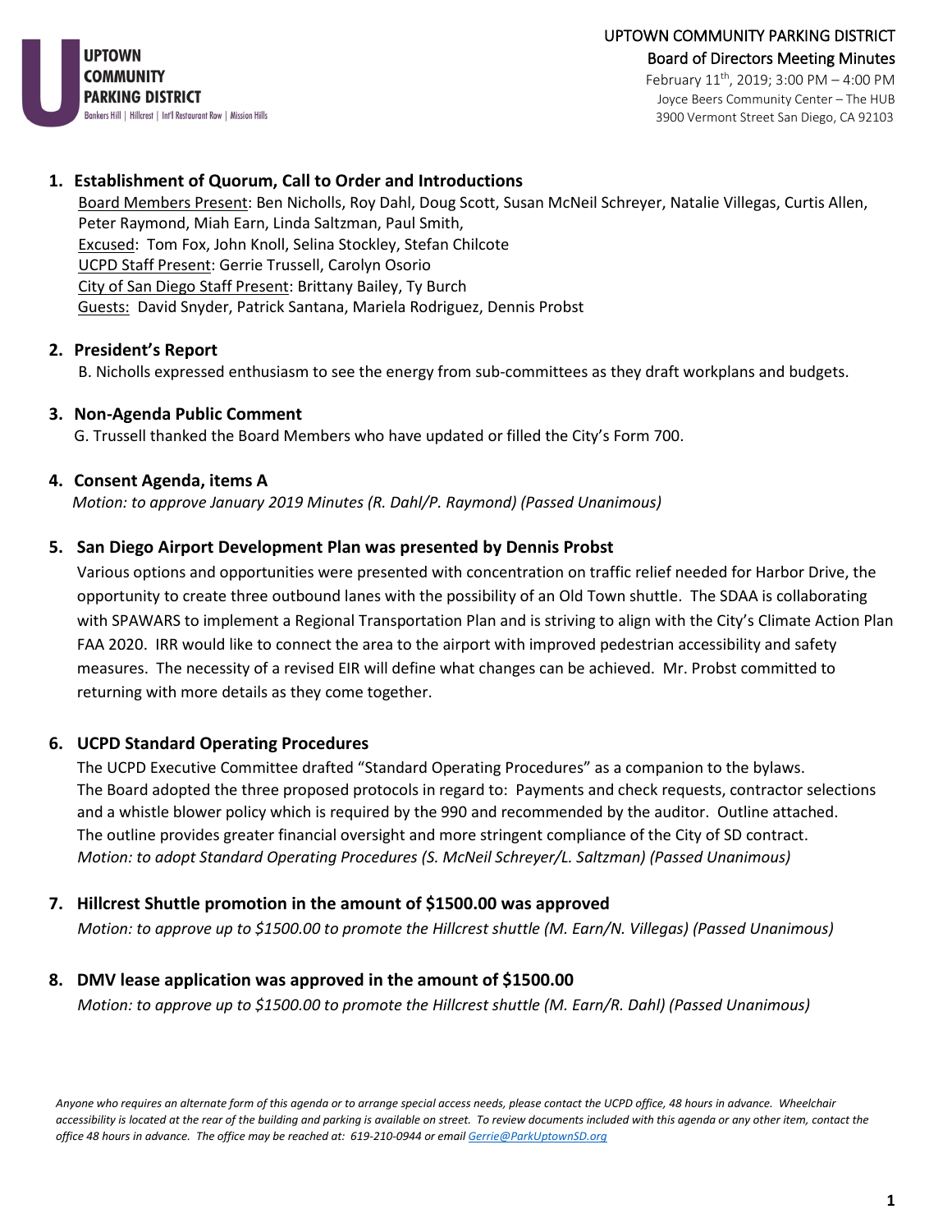UPTOWN COMMUNITY PARKING DISTRICT

Bankers Hill | Hillcrest | Int'l Restaurant Row | Mission Hills

# UPTOWN COMMUNITY PARKING DISTRICT

## Board of Directors Meeting Minutes

February 11th, 2019; 3:00 PM – 4:00 PM
Joyce Beers Community Center – The HUB
3900 Vermont Street San Diego, CA 92103

### 1. Establishment of Quorum, Call to Order and Introductions

Board Members Present: Ben Nicholls, Roy Dahl, Doug Scott, Susan McNeil Schreyer, Natalie Villegas, Curtis Allen, Peter Raymond, Miah Earn, Linda Saltzman, Paul Smith,
Excused: Tom Fox, John Knoll, Selina Stockley, Stefan Chilcote
UCPD Staff Present: Gerrie Trussell, Carolyn Osorio
City of San Diego Staff Present: Brittany Bailey, Ty Burch
Guests: David Snyder, Patrick Santana, Mariela Rodriguez, Dennis Probst

### 2. President's Report

B. Nicholls expressed enthusiasm to see the energy from sub-committees as they draft workplans and budgets.

### 3. Non-Agenda Public Comment

G. Trussell thanked the Board Members who have updated or filled the City's Form 700.

### 4. Consent Agenda, items A

*Motion: to approve January 2019 Minutes (R. Dahl/P. Raymond) (Passed Unanimous)*

### 5. San Diego Airport Development Plan was presented by Dennis Probst

Various options and opportunities were presented with concentration on traffic relief needed for Harbor Drive, the opportunity to create three outbound lanes with the possibility of an Old Town shuttle. The SDAA is collaborating with SPAWARS to implement a Regional Transportation Plan and is striving to align with the City's Climate Action Plan FAA 2020. IRR would like to connect the area to the airport with improved pedestrian accessibility and safety measures. The necessity of a revised EIR will define what changes can be achieved. Mr. Probst committed to returning with more details as they come together.

### 6. UCPD Standard Operating Procedures

The UCPD Executive Committee drafted "Standard Operating Procedures" as a companion to the bylaws. The Board adopted the three proposed protocols in regard to: Payments and check requests, contractor selections and a whistle blower policy which is required by the 990 and recommended by the auditor. Outline attached. The outline provides greater financial oversight and more stringent compliance of the City of SD contract.
*Motion: to adopt Standard Operating Procedures (S. McNeil Schreyer/L. Saltzman) (Passed Unanimous)*

### 7. Hillcrest Shuttle promotion in the amount of $1500.00 was approved

*Motion: to approve up to $1500.00 to promote the Hillcrest shuttle (M. Earn/N. Villegas) (Passed Unanimous)*

### 8. DMV lease application was approved in the amount of $1500.00

*Motion: to approve up to $1500.00 to promote the Hillcrest shuttle (M. Earn/R. Dahl) (Passed Unanimous)*

*Anyone who requires an alternate form of this agenda or to arrange special access needs, please contact the UCPD office, 48 hours in advance. Wheelchair accessibility is located at the rear of the building and parking is available on street. To review documents included with this agenda or any other item, contact the office 48 hours in advance. The office may be reached at: 619-210-0944 or email Gerrie@ParkUptownSD.org*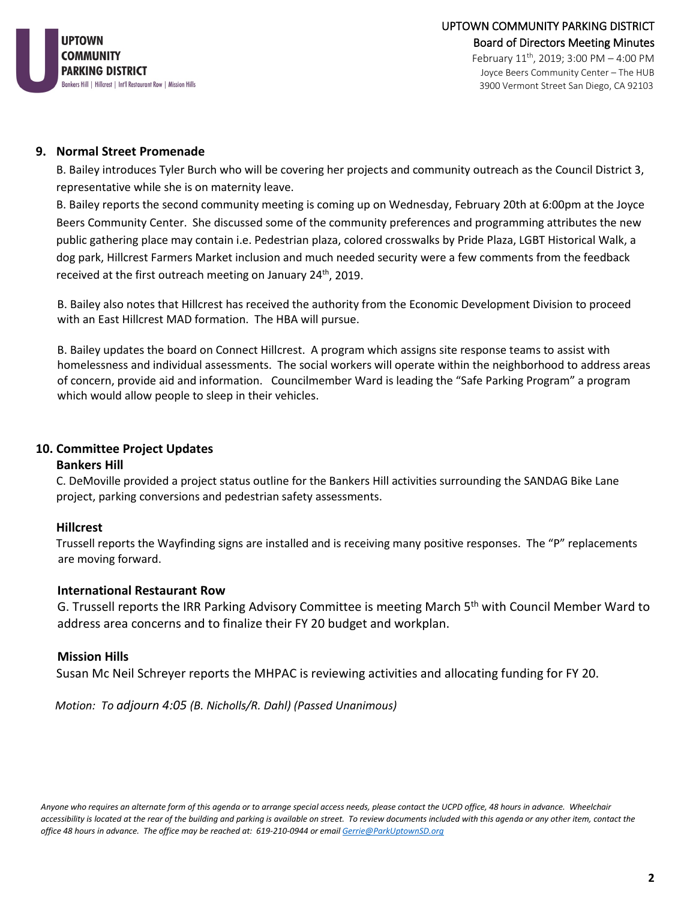UPTOWN COMMUNITY PARKING DISTRICT
Board of Directors Meeting Minutes
February 11th, 2019; 3:00 PM – 4:00 PM
Joyce Beers Community Center – The HUB
3900 Vermont Street San Diego, CA 92103

## 9. Normal Street Promenade

B. Bailey introduces Tyler Burch who will be covering her projects and community outreach as the Council District 3, representative while she is on maternity leave.

B. Bailey reports the second community meeting is coming up on Wednesday, February 20th at 6:00pm at the Joyce Beers Community Center. She discussed some of the community preferences and programming attributes the new public gathering place may contain i.e. Pedestrian plaza, colored crosswalks by Pride Plaza, LGBT Historical Walk, a dog park, Hillcrest Farmers Market inclusion and much needed security were a few comments from the feedback received at the first outreach meeting on January 24th, 2019.

B. Bailey also notes that Hillcrest has received the authority from the Economic Development Division to proceed with an East Hillcrest MAD formation. The HBA will pursue.

B. Bailey updates the board on Connect Hillcrest. A program which assigns site response teams to assist with homelessness and individual assessments. The social workers will operate within the neighborhood to address areas of concern, provide aid and information. Councilmember Ward is leading the "Safe Parking Program" a program which would allow people to sleep in their vehicles.

## 10. Committee Project Updates

### Bankers Hill

C. DeMoville provided a project status outline for the Bankers Hill activities surrounding the SANDAG Bike Lane project, parking conversions and pedestrian safety assessments.

### Hillcrest

Trussell reports the Wayfinding signs are installed and is receiving many positive responses. The "P" replacements are moving forward.

### International Restaurant Row

G. Trussell reports the IRR Parking Advisory Committee is meeting March 5th with Council Member Ward to address area concerns and to finalize their FY 20 budget and workplan.

### Mission Hills

Susan Mc Neil Schreyer reports the MHPAC is reviewing activities and allocating funding for FY 20.

*Motion: To adjourn 4:05 (B. Nicholls/R. Dahl) (Passed Unanimous)*

*Anyone who requires an alternate form of this agenda or to arrange special access needs, please contact the UCPD office, 48 hours in advance. Wheelchair accessibility is located at the rear of the building and parking is available on street. To review documents included with this agenda or any other item, contact the office 48 hours in advance. The office may be reached at: 619-210-0944 or email Gerrie@ParkUptownSD.org*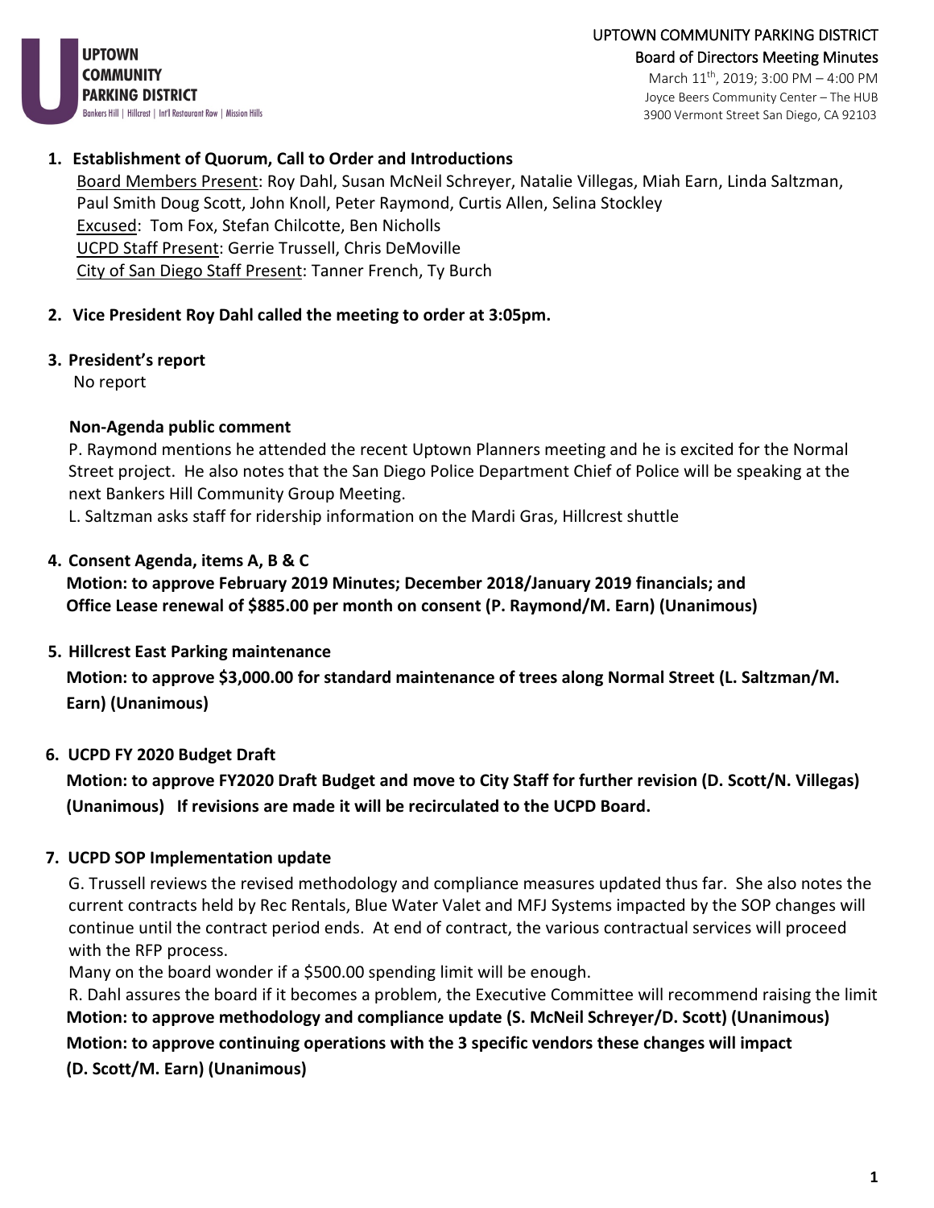UPTOWN
COMMUNITY
PARKING DISTRICT
Bankers Hill | Hillcrest | Int'l Restaurant Row | Mission Hills

UPTOWN COMMUNITY PARKING DISTRICT
Board of Directors Meeting Minutes
March 11th, 2019; 3:00 PM – 4:00 PM
Joyce Beers Community Center – The HUB
3900 Vermont Street San Diego, CA 92103

1. **Establishment of Quorum, Call to Order and Introductions**
   Board Members Present: Roy Dahl, Susan McNeil Schreyer, Natalie Villegas, Miah Earn, Linda Saltzman, Paul Smith Doug Scott, John Knoll, Peter Raymond, Curtis Allen, Selina Stockley
   Excused: Tom Fox, Stefan Chilcotte, Ben Nicholls
   UCPD Staff Present: Gerrie Trussell, Chris DeMoville
   City of San Diego Staff Present: Tanner French, Ty Burch

2. **Vice President Roy Dahl called the meeting to order at 3:05pm.**

3. **President's report**
   No report

   **Non-Agenda public comment**
   P. Raymond mentions he attended the recent Uptown Planners meeting and he is excited for the Normal Street project. He also notes that the San Diego Police Department Chief of Police will be speaking at the next Bankers Hill Community Group Meeting.
   L. Saltzman asks staff for ridership information on the Mardi Gras, Hillcrest shuttle

4. **Consent Agenda, items A, B & C**
   **Motion: to approve February 2019 Minutes; December 2018/January 2019 financials; and Office Lease renewal of $885.00 per month on consent (P. Raymond/M. Earn) (Unanimous)**

5. **Hillcrest East Parking maintenance**
   **Motion: to approve $3,000.00 for standard maintenance of trees along Normal Street (L. Saltzman/M. Earn) (Unanimous)**

6. **UCPD FY 2020 Budget Draft**
   **Motion: to approve FY2020 Draft Budget and move to City Staff for further revision (D. Scott/N. Villegas) (Unanimous) If revisions are made it will be recirculated to the UCPD Board.**

7. **UCPD SOP Implementation update**
   G. Trussell reviews the revised methodology and compliance measures updated thus far. She also notes the current contracts held by Rec Rentals, Blue Water Valet and MFJ Systems impacted by the SOP changes will continue until the contract period ends. At end of contract, the various contractual services will proceed with the RFP process.
   Many on the board wonder if a $500.00 spending limit will be enough.
   R. Dahl assures the board if it becomes a problem, the Executive Committee will recommend raising the limit
   **Motion: to approve methodology and compliance update (S. McNeil Schreyer/D. Scott) (Unanimous)**
   **Motion: to approve continuing operations with the 3 specific vendors these changes will impact (D. Scott/M. Earn) (Unanimous)**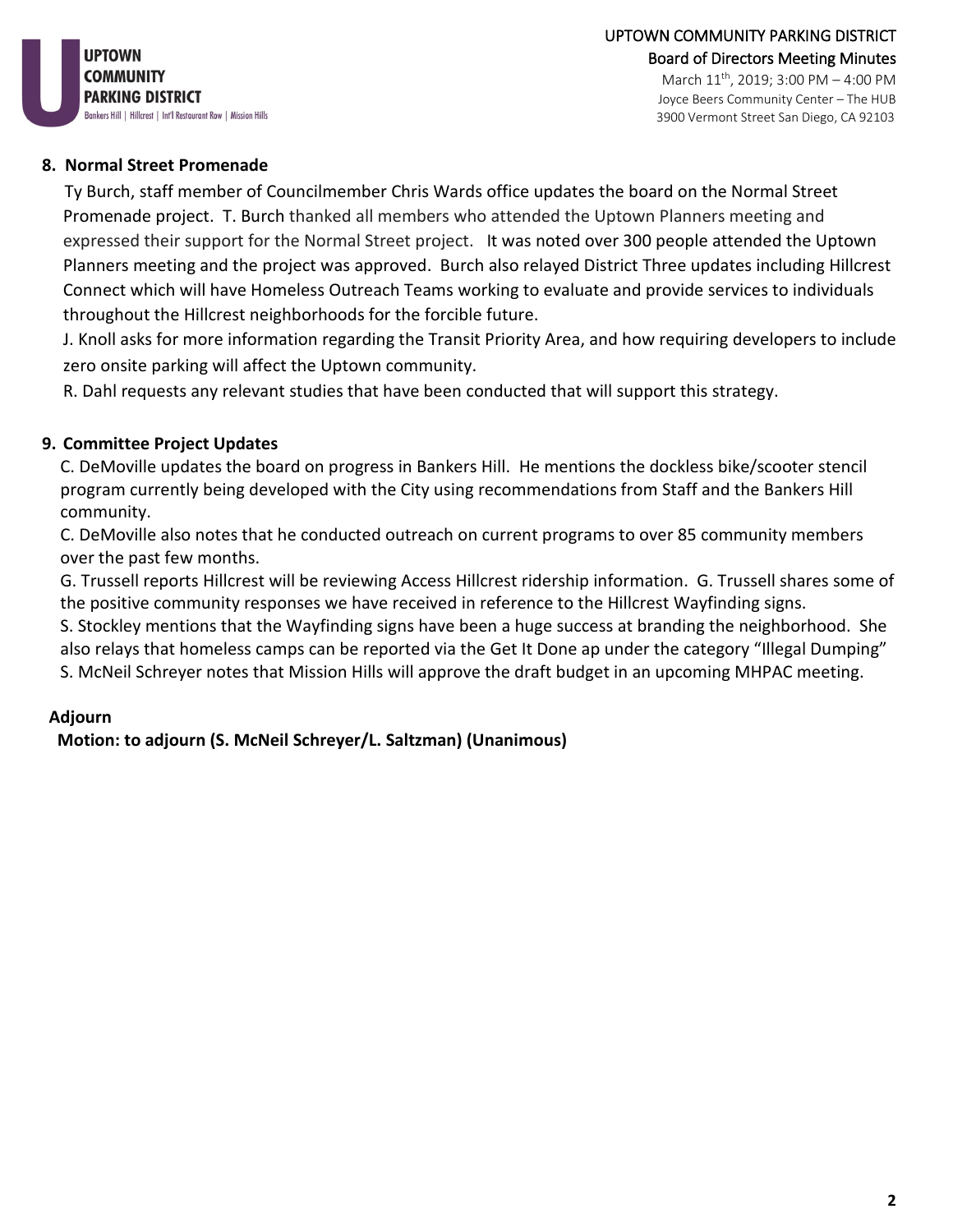## 8. Normal Street Promenade

Ty Burch, staff member of Councilmember Chris Wards office updates the board on the Normal Street Promenade project. T. Burch thanked all members who attended the Uptown Planners meeting and expressed their support for the Normal Street project. It was noted over 300 people attended the Uptown Planners meeting and the project was approved. Burch also relayed District Three updates including Hillcrest Connect which will have Homeless Outreach Teams working to evaluate and provide services to individuals throughout the Hillcrest neighborhoods for the forcible future.

J. Knoll asks for more information regarding the Transit Priority Area, and how requiring developers to include zero onsite parking will affect the Uptown community.

R. Dahl requests any relevant studies that have been conducted that will support this strategy.

## 9. Committee Project Updates

C. DeMoville updates the board on progress in Bankers Hill. He mentions the dockless bike/scooter stencil program currently being developed with the City using recommendations from Staff and the Bankers Hill community.

C. DeMoville also notes that he conducted outreach on current programs to over 85 community members over the past few months.

G. Trussell reports Hillcrest will be reviewing Access Hillcrest ridership information. G. Trussell shares some of the positive community responses we have received in reference to the Hillcrest Wayfinding signs.

S. Stockley mentions that the Wayfinding signs have been a huge success at branding the neighborhood. She also relays that homeless camps can be reported via the Get It Done ap under the category "Illegal Dumping"

S. McNeil Schreyer notes that Mission Hills will approve the draft budget in an upcoming MHPAC meeting.

## Adjourn

**Motion: to adjourn (S. McNeil Schreyer/L. Saltzman) (Unanimous)**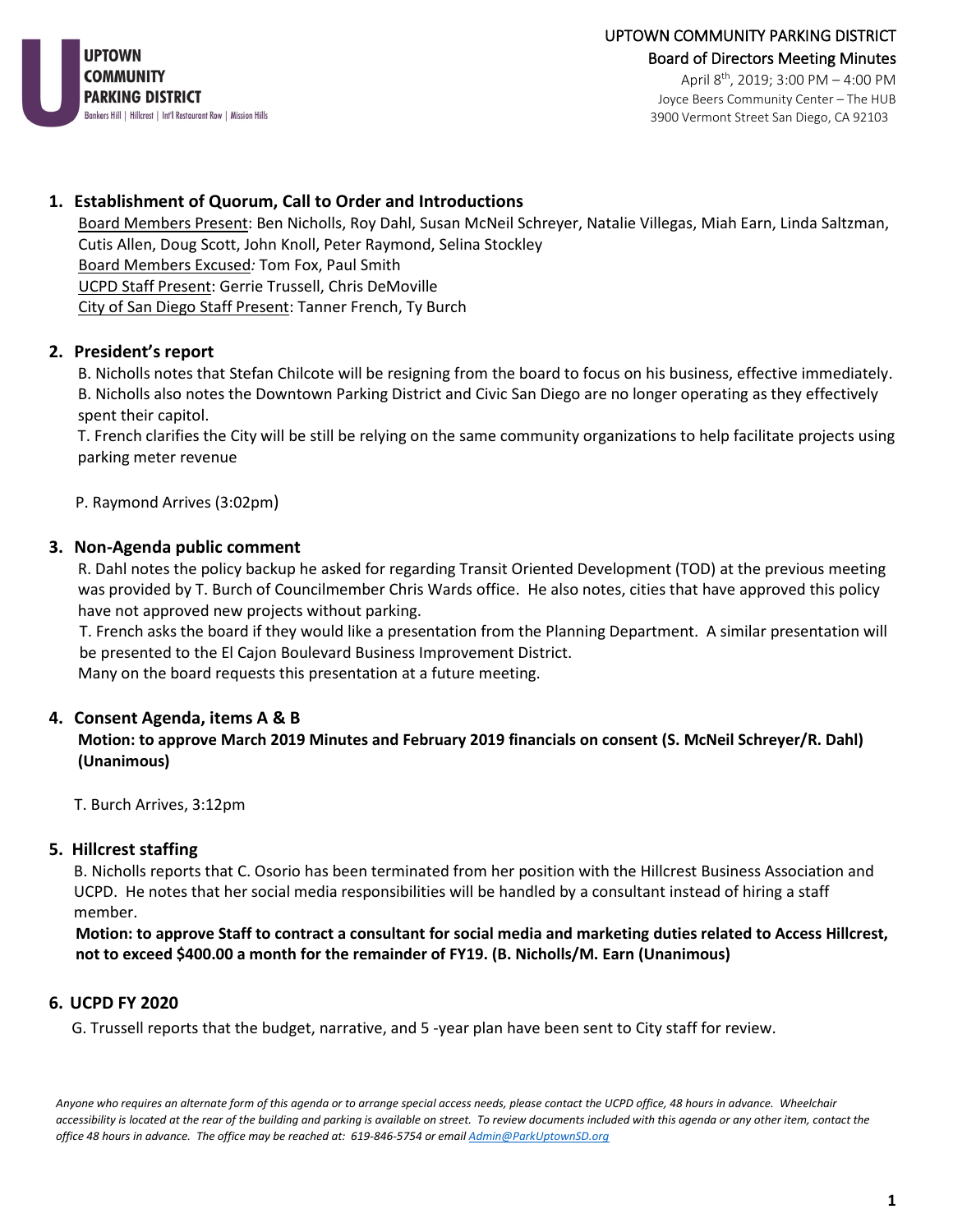UPTOWN COMMUNITY PARKING DISTRICT

Board of Directors Meeting Minutes

April 8th, 2019; 3:00 PM – 4:00 PM

Joyce Beers Community Center – The HUB

3900 Vermont Street San Diego, CA 92103

## 1. Establishment of Quorum, Call to Order and Introductions

Board Members Present: Ben Nicholls, Roy Dahl, Susan McNeil Schreyer, Natalie Villegas, Miah Earn, Linda Saltzman, Cutis Allen, Doug Scott, John Knoll, Peter Raymond, Selina Stockley

Board Members Excused: Tom Fox, Paul Smith

UCPD Staff Present: Gerrie Trussell, Chris DeMoville

City of San Diego Staff Present: Tanner French, Ty Burch

## 2. President's report

B. Nicholls notes that Stefan Chilcote will be resigning from the board to focus on his business, effective immediately. B. Nicholls also notes the Downtown Parking District and Civic San Diego are no longer operating as they effectively spent their capitol.

T. French clarifies the City will be still be relying on the same community organizations to help facilitate projects using parking meter revenue

P. Raymond Arrives (3:02pm)

## 3. Non-Agenda public comment

R. Dahl notes the policy backup he asked for regarding Transit Oriented Development (TOD) at the previous meeting was provided by T. Burch of Councilmember Chris Wards office. He also notes, cities that have approved this policy have not approved new projects without parking.

T. French asks the board if they would like a presentation from the Planning Department. A similar presentation will be presented to the El Cajon Boulevard Business Improvement District.

Many on the board requests this presentation at a future meeting.

## 4. Consent Agenda, items A & B

**Motion: to approve March 2019 Minutes and February 2019 financials on consent (S. McNeil Schreyer/R. Dahl) (Unanimous)**

T. Burch Arrives, 3:12pm

## 5. Hillcrest staffing

B. Nicholls reports that C. Osorio has been terminated from her position with the Hillcrest Business Association and UCPD. He notes that her social media responsibilities will be handled by a consultant instead of hiring a staff member.

**Motion: to approve Staff to contract a consultant for social media and marketing duties related to Access Hillcrest, not to exceed $400.00 a month for the remainder of FY19. (B. Nicholls/M. Earn (Unanimous)**

## 6. UCPD FY 2020

G. Trussell reports that the budget, narrative, and 5 -year plan have been sent to City staff for review.

*Anyone who requires an alternate form of this agenda or to arrange special access needs, please contact the UCPD office, 48 hours in advance. Wheelchair accessibility is located at the rear of the building and parking is available on street. To review documents included with this agenda or any other item, contact the office 48 hours in advance. The office may be reached at: 619-846-5754 or email Admin@ParkUptownSD.org*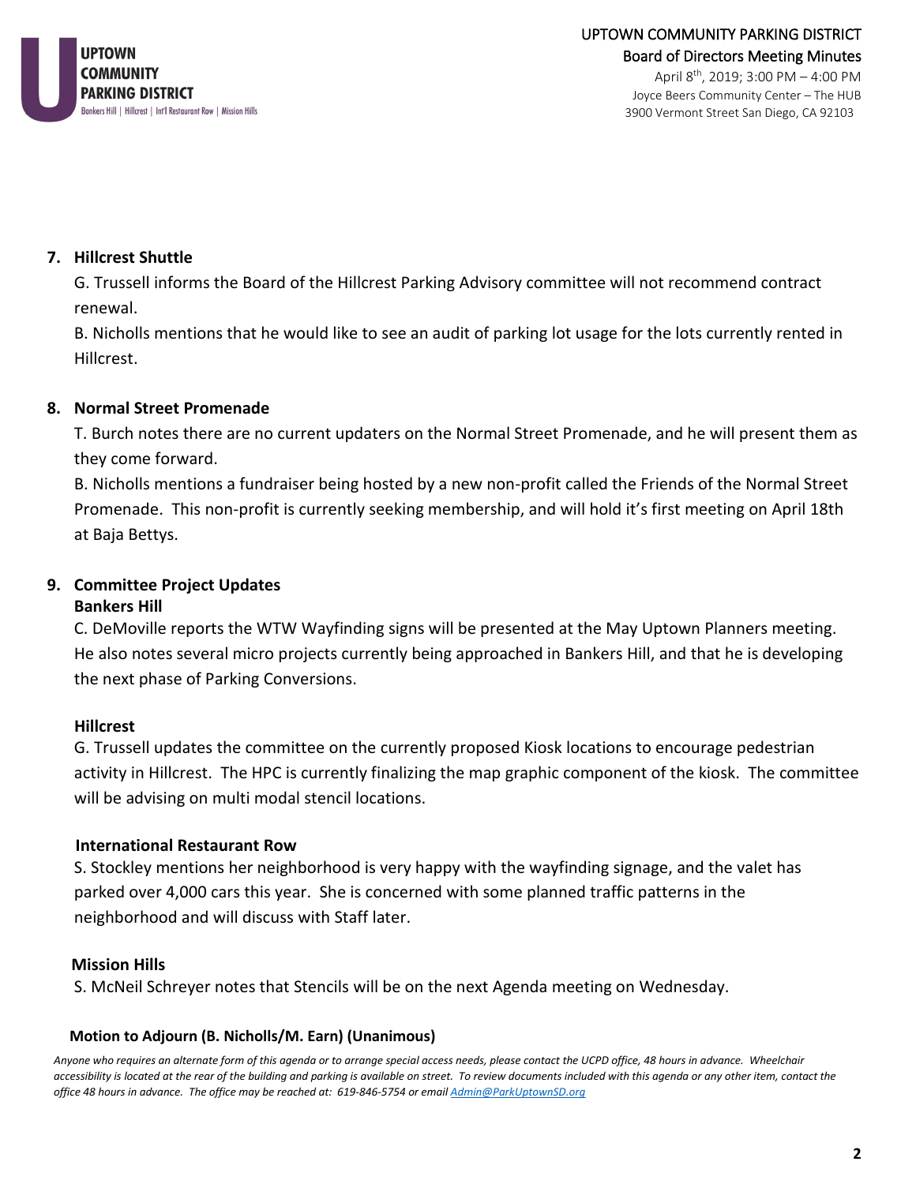## 7. Hillcrest Shuttle

G. Trussell informs the Board of the Hillcrest Parking Advisory committee will not recommend contract renewal.

B. Nicholls mentions that he would like to see an audit of parking lot usage for the lots currently rented in Hillcrest.

## 8. Normal Street Promenade

T. Burch notes there are no current updaters on the Normal Street Promenade, and he will present them as they come forward.

B. Nicholls mentions a fundraiser being hosted by a new non-profit called the Friends of the Normal Street Promenade. This non-profit is currently seeking membership, and will hold it's first meeting on April 18th at Baja Bettys.

## 9. Committee Project Updates

### Bankers Hill

C. DeMoville reports the WTW Wayfinding signs will be presented at the May Uptown Planners meeting. He also notes several micro projects currently being approached in Bankers Hill, and that he is developing the next phase of Parking Conversions.

### Hillcrest

G. Trussell updates the committee on the currently proposed Kiosk locations to encourage pedestrian activity in Hillcrest. The HPC is currently finalizing the map graphic component of the kiosk. The committee will be advising on multi modal stencil locations.

### International Restaurant Row

S. Stockley mentions her neighborhood is very happy with the wayfinding signage, and the valet has parked over 4,000 cars this year. She is concerned with some planned traffic patterns in the neighborhood and will discuss with Staff later.

### Mission Hills

S. McNeil Schreyer notes that Stencils will be on the next Agenda meeting on Wednesday.

**Motion to Adjourn (B. Nicholls/M. Earn) (Unanimous)**

*Anyone who requires an alternate form of this agenda or to arrange special access needs, please contact the UCPD office, 48 hours in advance. Wheelchair accessibility is located at the rear of the building and parking is available on street. To review documents included with this agenda or any other item, contact the office 48 hours in advance. The office may be reached at: 619-846-5754 or email Admin@ParkUptownSD.org*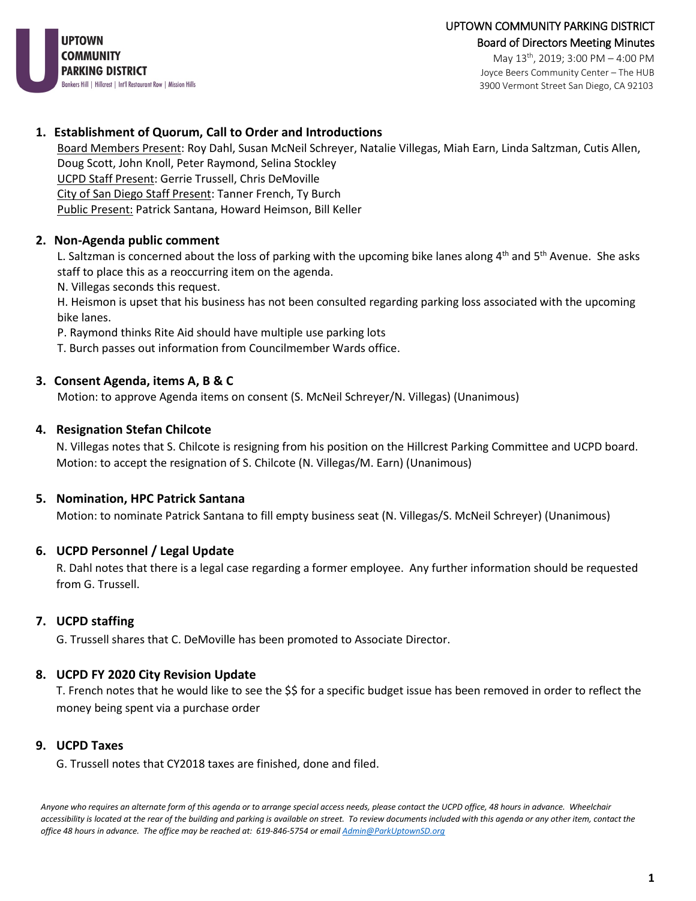UPTOWN COMMUNITY PARKING DISTRICT
Bankers Hill | Hillcrest | Int'l Restaurant Row | Mission Hills

# UPTOWN COMMUNITY PARKING DISTRICT
## Board of Directors Meeting Minutes

May 13th, 2019; 3:00 PM – 4:00 PM
Joyce Beers Community Center – The HUB
3900 Vermont Street San Diego, CA 92103

### 1. Establishment of Quorum, Call to Order and Introductions

Board Members Present: Roy Dahl, Susan McNeil Schreyer, Natalie Villegas, Miah Earn, Linda Saltzman, Cutis Allen, Doug Scott, John Knoll, Peter Raymond, Selina Stockley
UCPD Staff Present: Gerrie Trussell, Chris DeMoville
City of San Diego Staff Present: Tanner French, Ty Burch
Public Present: Patrick Santana, Howard Heimson, Bill Keller

### 2. Non-Agenda public comment

L. Saltzman is concerned about the loss of parking with the upcoming bike lanes along 4th and 5th Avenue. She asks staff to place this as a reoccurring item on the agenda.
N. Villegas seconds this request.
H. Heismon is upset that his business has not been consulted regarding parking loss associated with the upcoming bike lanes.
P. Raymond thinks Rite Aid should have multiple use parking lots
T. Burch passes out information from Councilmember Wards office.

### 3. Consent Agenda, items A, B & C

Motion: to approve Agenda items on consent (S. McNeil Schreyer/N. Villegas) (Unanimous)

### 4. Resignation Stefan Chilcote

N. Villegas notes that S. Chilcote is resigning from his position on the Hillcrest Parking Committee and UCPD board.
Motion: to accept the resignation of S. Chilcote (N. Villegas/M. Earn) (Unanimous)

### 5. Nomination, HPC Patrick Santana

Motion: to nominate Patrick Santana to fill empty business seat (N. Villegas/S. McNeil Schreyer) (Unanimous)

### 6. UCPD Personnel / Legal Update

R. Dahl notes that there is a legal case regarding a former employee. Any further information should be requested from G. Trussell.

### 7. UCPD staffing

G. Trussell shares that C. DeMoville has been promoted to Associate Director.

### 8. UCPD FY 2020 City Revision Update

T. French notes that he would like to see the $$ for a specific budget issue has been removed in order to reflect the money being spent via a purchase order

### 9. UCPD Taxes

G. Trussell notes that CY2018 taxes are finished, done and filed.

*Anyone who requires an alternate form of this agenda or to arrange special access needs, please contact the UCPD office, 48 hours in advance. Wheelchair accessibility is located at the rear of the building and parking is available on street. To review documents included with this agenda or any other item, contact the office 48 hours in advance. The office may be reached at: 619-846-5754 or email Admin@ParkUptownSD.org*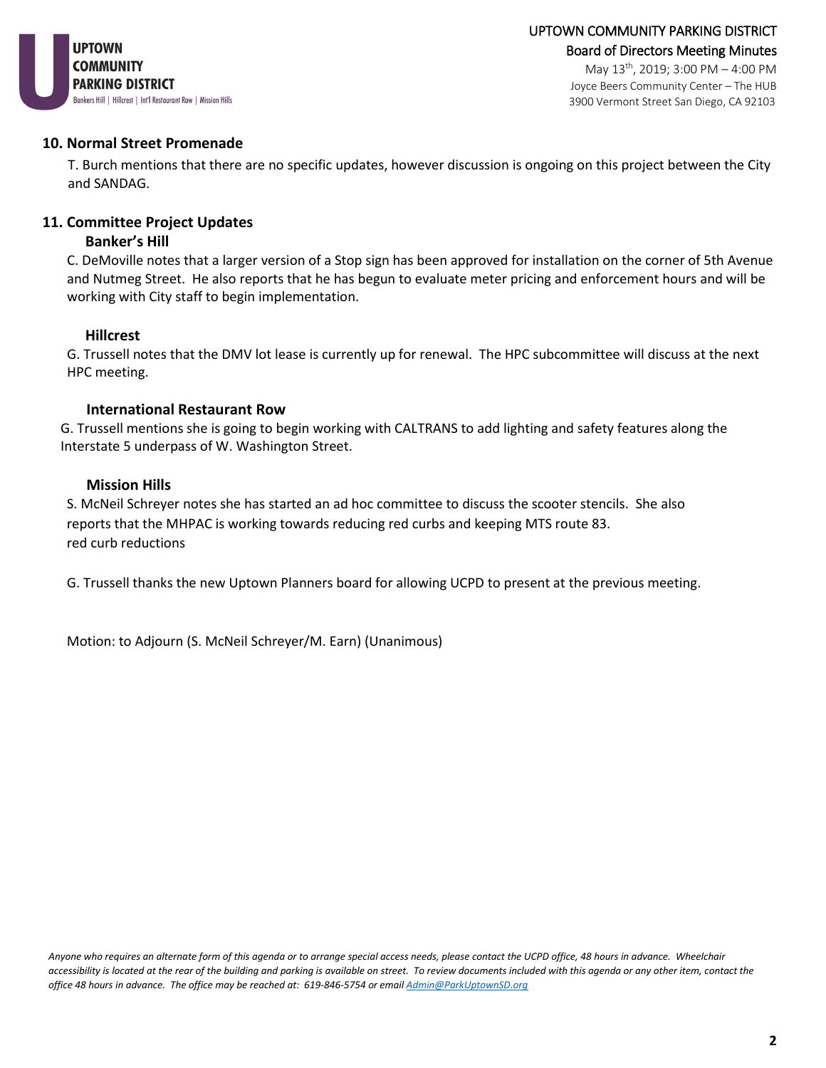## 10. Normal Street Promenade

T. Burch mentions that there are no specific updates, however discussion is ongoing on this project between the City and SANDAG.

## 11. Committee Project Updates

### Banker's Hill

C. DeMoville notes that a larger version of a Stop sign has been approved for installation on the corner of 5th Avenue and Nutmeg Street. He also reports that he has begun to evaluate meter pricing and enforcement hours and will be working with City staff to begin implementation.

### Hillcrest

G. Trussell notes that the DMV lot lease is currently up for renewal. The HPC subcommittee will discuss at the next HPC meeting.

### International Restaurant Row

G. Trussell mentions she is going to begin working with CALTRANS to add lighting and safety features along the Interstate 5 underpass of W. Washington Street.

### Mission Hills

S. McNeil Schreyer notes she has started an ad hoc committee to discuss the scooter stencils. She also reports that the MHPAC is working towards reducing red curbs and keeping MTS route 83.
red curb reductions

G. Trussell thanks the new Uptown Planners board for allowing UCPD to present at the previous meeting.

Motion: to Adjourn (S. McNeil Schreyer/M. Earn) (Unanimous)

*Anyone who requires an alternate form of this agenda or to arrange special access needs, please contact the UCPD office, 48 hours in advance. Wheelchair accessibility is located at the rear of the building and parking is available on street. To review documents included with this agenda or any other item, contact the office 48 hours in advance. The office may be reached at: 619-846-5754 or email [Admin@ParkUptownSD.org](mailto:Admin@ParkUptownSD.org)*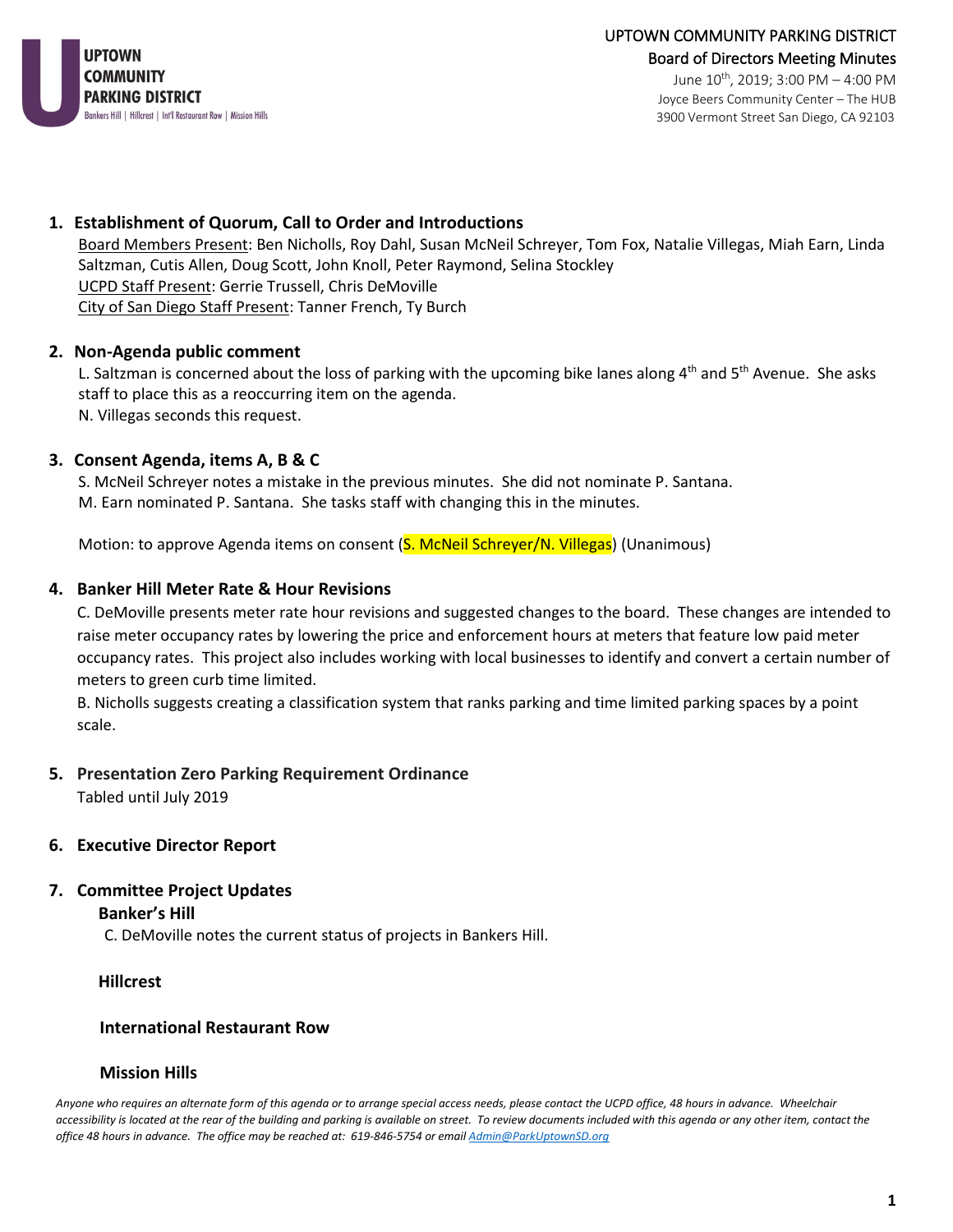UPTOWN COMMUNITY PARKING DISTRICT

Bankers Hill | Hillcrest | Int'l Restaurant Row | Mission Hills

UPTOWN COMMUNITY PARKING DISTRICT
Board of Directors Meeting Minutes
June 10th, 2019; 3:00 PM – 4:00 PM
Joyce Beers Community Center – The HUB
3900 Vermont Street San Diego, CA 92103

## 1. Establishment of Quorum, Call to Order and Introductions

Board Members Present: Ben Nicholls, Roy Dahl, Susan McNeil Schreyer, Tom Fox, Natalie Villegas, Miah Earn, Linda Saltzman, Cutis Allen, Doug Scott, John Knoll, Peter Raymond, Selina Stockley
UCPD Staff Present: Gerrie Trussell, Chris DeMoville
City of San Diego Staff Present: Tanner French, Ty Burch

## 2. Non-Agenda public comment

L. Saltzman is concerned about the loss of parking with the upcoming bike lanes along 4th and 5th Avenue. She asks staff to place this as a reoccurring item on the agenda.
N. Villegas seconds this request.

## 3. Consent Agenda, items A, B & C

S. McNeil Schreyer notes a mistake in the previous minutes. She did not nominate P. Santana.
M. Earn nominated P. Santana. She tasks staff with changing this in the minutes.

Motion: to approve Agenda items on consent (S. McNeil Schreyer/N. Villegas) (Unanimous)

## 4. Banker Hill Meter Rate & Hour Revisions

C. DeMoville presents meter rate hour revisions and suggested changes to the board. These changes are intended to raise meter occupancy rates by lowering the price and enforcement hours at meters that feature low paid meter occupancy rates. This project also includes working with local businesses to identify and convert a certain number of meters to green curb time limited.
B. Nicholls suggests creating a classification system that ranks parking and time limited parking spaces by a point scale.

## 5. Presentation Zero Parking Requirement Ordinance

Tabled until July 2019

## 6. Executive Director Report

## 7. Committee Project Updates

### Banker's Hill

C. DeMoville notes the current status of projects in Bankers Hill.

### Hillcrest

### International Restaurant Row

### Mission Hills

*Anyone who requires an alternate form of this agenda or to arrange special access needs, please contact the UCPD office, 48 hours in advance. Wheelchair accessibility is located at the rear of the building and parking is available on street. To review documents included with this agenda or any other item, contact the office 48 hours in advance. The office may be reached at: 619-846-5754 or email Admin@ParkUptownSD.org*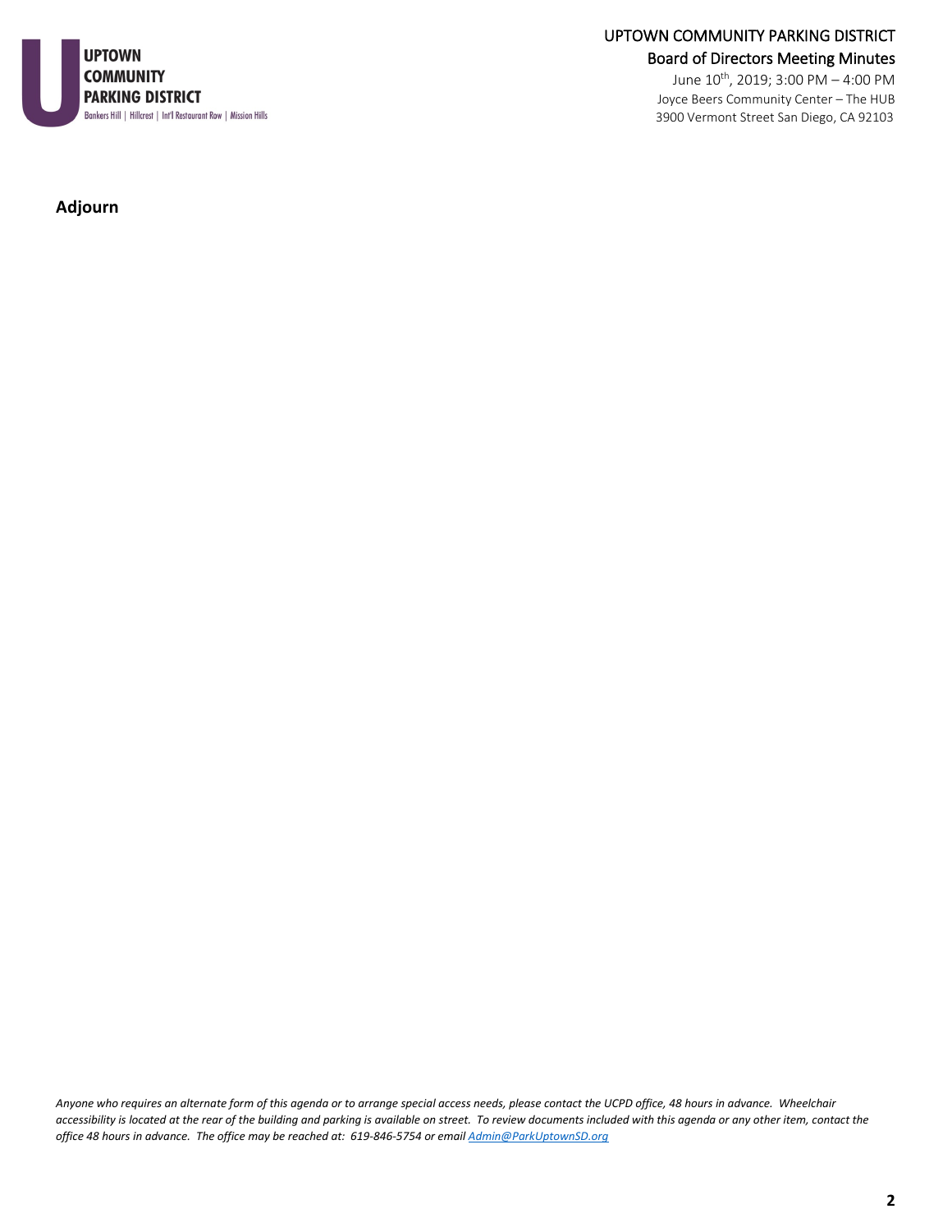**Adjourn**

*Anyone who requires an alternate form of this agenda or to arrange special access needs, please contact the UCPD office, 48 hours in advance. Wheelchair accessibility is located at the rear of the building and parking is available on street. To review documents included with this agenda or any other item, contact the office 48 hours in advance. The office may be reached at: 619-846-5754 or email Admin@ParkUptownSD.org*